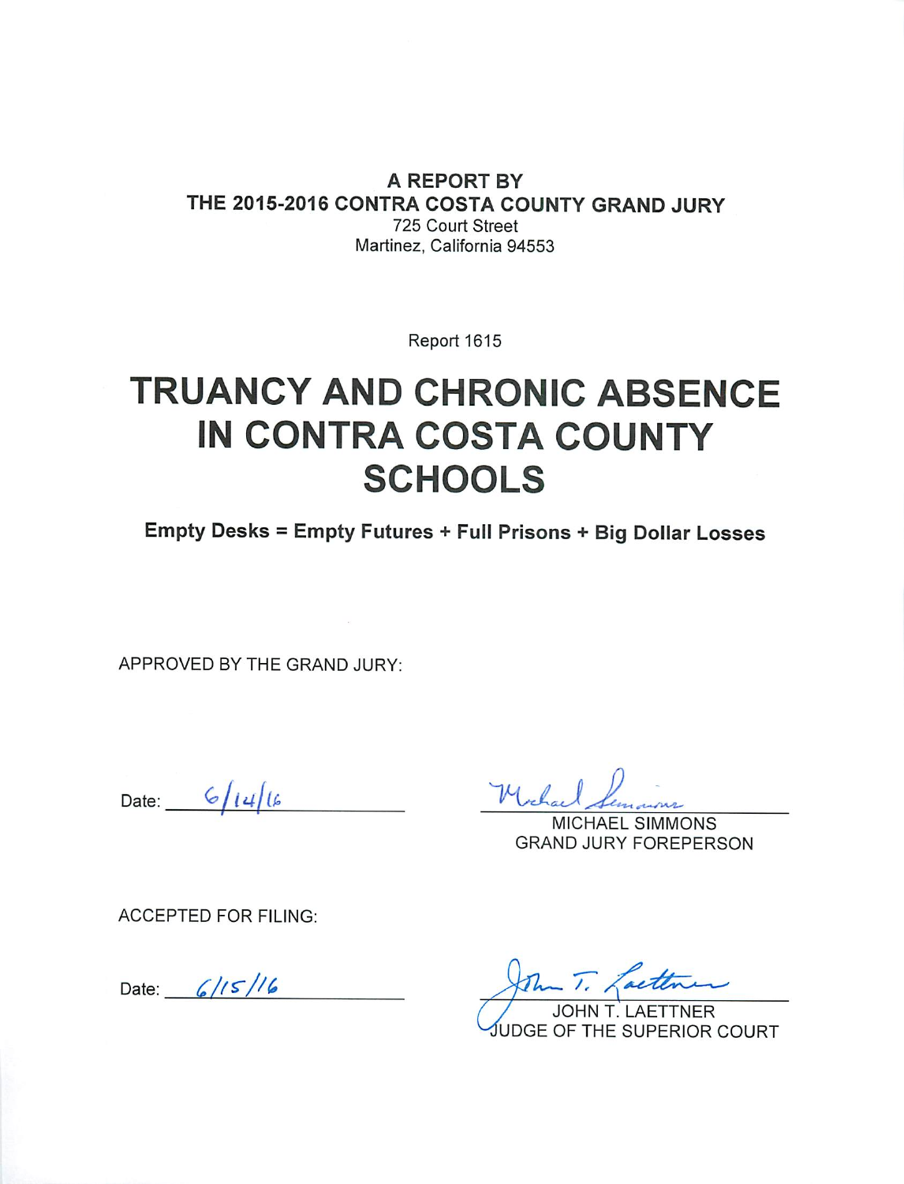**A REPORT BY**
**THE 2015-2016 CONTRA COSTA COUNTY GRAND JURY**
725 Court Street
Martinez, California 94553

Report 1615

# TRUANCY AND CHRONIC ABSENCE IN CONTRA COSTA COUNTY SCHOOLS

**Empty Desks = Empty Futures + Full Prisons + Big Dollar Losses**

APPROVED BY THE GRAND JURY:

Date: 6/14/16

Michael Simmons
MICHAEL SIMMONS
GRAND JURY FOREPERSON

ACCEPTED FOR FILING:

Date: 6/15/16

John T. Laettner
JOHN T. LAETTNER
JUDGE OF THE SUPERIOR COURT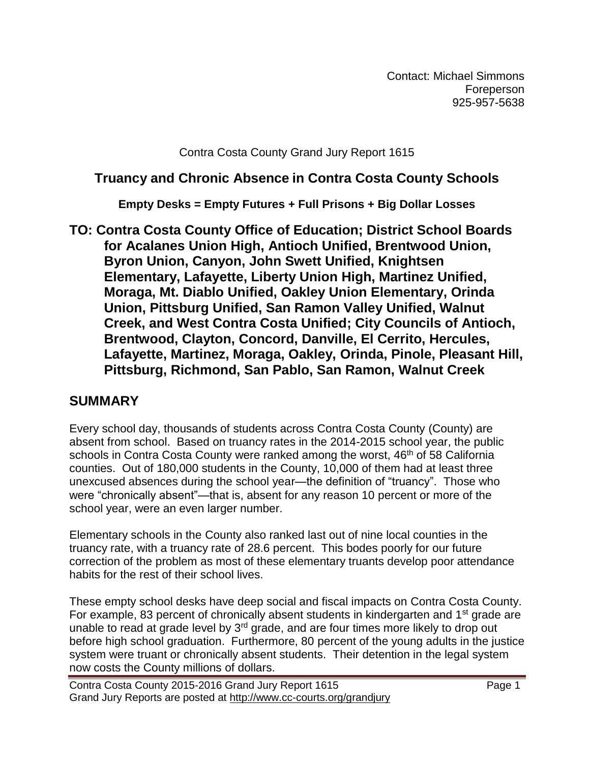Contact: Michael Simmons
Foreperson
925-957-5638

Contra Costa County Grand Jury Report 1615

## Truancy and Chronic Absence in Contra Costa County Schools

**Empty Desks = Empty Futures + Full Prisons + Big Dollar Losses**

**TO: Contra Costa County Office of Education; District School Boards for Acalanes Union High, Antioch Unified, Brentwood Union, Byron Union, Canyon, John Swett Unified, Knightsen Elementary, Lafayette, Liberty Union High, Martinez Unified, Moraga, Mt. Diablo Unified, Oakley Union Elementary, Orinda Union, Pittsburg Unified, San Ramon Valley Unified, Walnut Creek, and West Contra Costa Unified; City Councils of Antioch, Brentwood, Clayton, Concord, Danville, El Cerrito, Hercules, Lafayette, Martinez, Moraga, Oakley, Orinda, Pinole, Pleasant Hill, Pittsburg, Richmond, San Pablo, San Ramon, Walnut Creek**

## SUMMARY

Every school day, thousands of students across Contra Costa County (County) are absent from school. Based on truancy rates in the 2014-2015 school year, the public schools in Contra Costa County were ranked among the worst, 46th of 58 California counties. Out of 180,000 students in the County, 10,000 of them had at least three unexcused absences during the school year—the definition of "truancy". Those who were "chronically absent"—that is, absent for any reason 10 percent or more of the school year, were an even larger number.

Elementary schools in the County also ranked last out of nine local counties in the truancy rate, with a truancy rate of 28.6 percent. This bodes poorly for our future correction of the problem as most of these elementary truants develop poor attendance habits for the rest of their school lives.

These empty school desks have deep social and fiscal impacts on Contra Costa County. For example, 83 percent of chronically absent students in kindergarten and 1st grade are unable to read at grade level by 3rd grade, and are four times more likely to drop out before high school graduation. Furthermore, 80 percent of the young adults in the justice system were truant or chronically absent students. Their detention in the legal system now costs the County millions of dollars.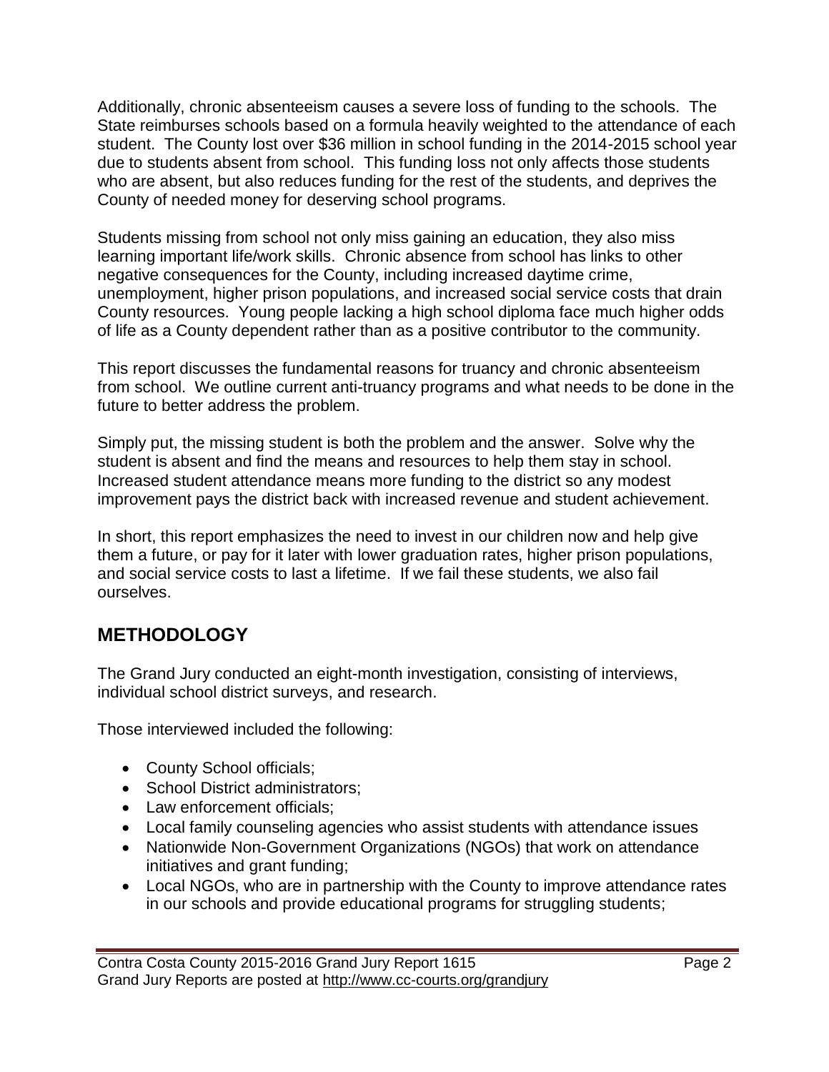Additionally, chronic absenteeism causes a severe loss of funding to the schools. The State reimburses schools based on a formula heavily weighted to the attendance of each student. The County lost over $36 million in school funding in the 2014-2015 school year due to students absent from school. This funding loss not only affects those students who are absent, but also reduces funding for the rest of the students, and deprives the County of needed money for deserving school programs.

Students missing from school not only miss gaining an education, they also miss learning important life/work skills. Chronic absence from school has links to other negative consequences for the County, including increased daytime crime, unemployment, higher prison populations, and increased social service costs that drain County resources. Young people lacking a high school diploma face much higher odds of life as a County dependent rather than as a positive contributor to the community.

This report discusses the fundamental reasons for truancy and chronic absenteeism from school. We outline current anti-truancy programs and what needs to be done in the future to better address the problem.

Simply put, the missing student is both the problem and the answer. Solve why the student is absent and find the means and resources to help them stay in school. Increased student attendance means more funding to the district so any modest improvement pays the district back with increased revenue and student achievement.

In short, this report emphasizes the need to invest in our children now and help give them a future, or pay for it later with lower graduation rates, higher prison populations, and social service costs to last a lifetime. If we fail these students, we also fail ourselves.

## METHODOLOGY

The Grand Jury conducted an eight-month investigation, consisting of interviews, individual school district surveys, and research.

Those interviewed included the following:

- County School officials;
- School District administrators;
- Law enforcement officials;
- Local family counseling agencies who assist students with attendance issues
- Nationwide Non-Government Organizations (NGOs) that work on attendance initiatives and grant funding;
- Local NGOs, who are in partnership with the County to improve attendance rates in our schools and provide educational programs for struggling students;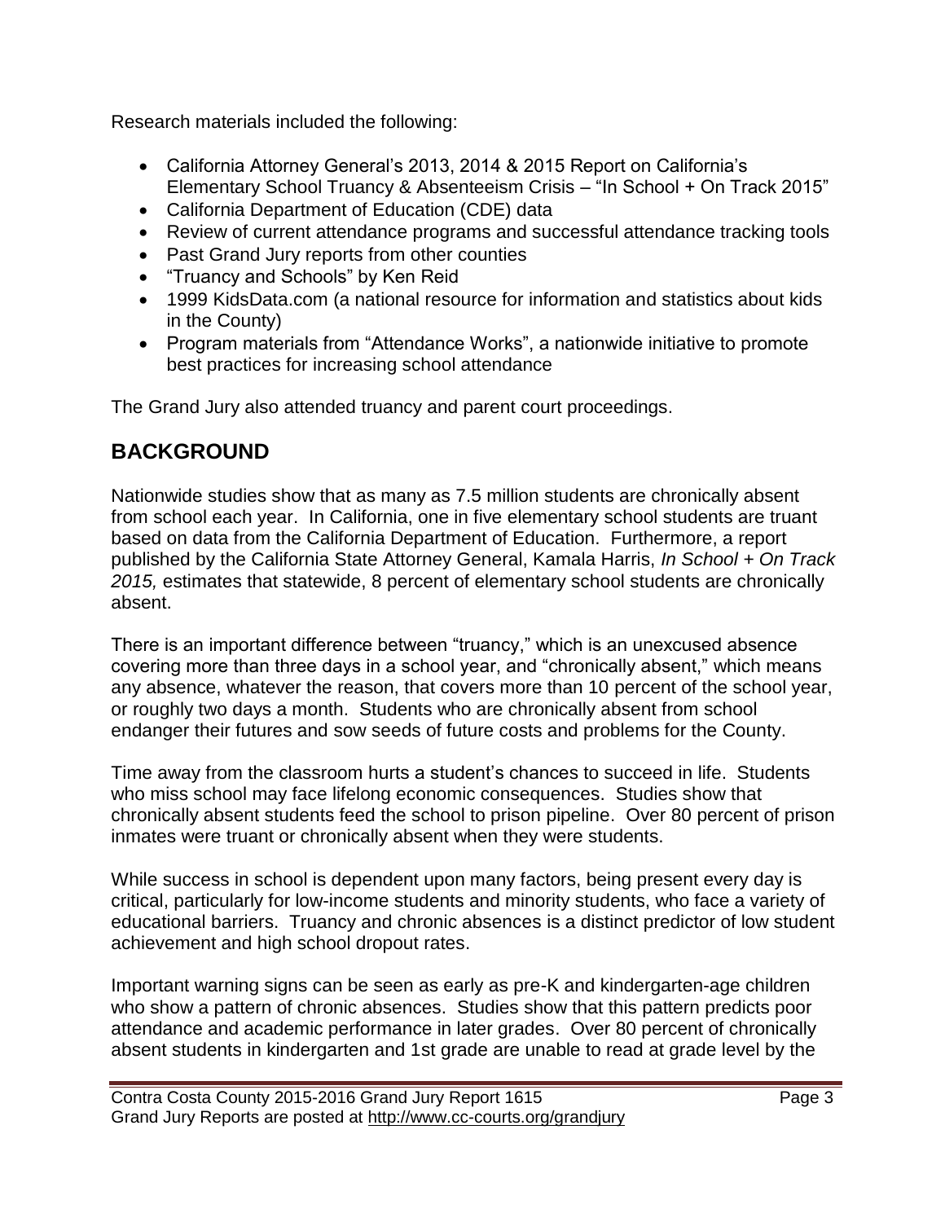Research materials included the following:

- California Attorney General's 2013, 2014 & 2015 Report on California's Elementary School Truancy & Absenteeism Crisis – "In School + On Track 2015"
- California Department of Education (CDE) data
- Review of current attendance programs and successful attendance tracking tools
- Past Grand Jury reports from other counties
- "Truancy and Schools" by Ken Reid
- 1999 KidsData.com (a national resource for information and statistics about kids in the County)
- Program materials from "Attendance Works", a nationwide initiative to promote best practices for increasing school attendance

The Grand Jury also attended truancy and parent court proceedings.

## BACKGROUND

Nationwide studies show that as many as 7.5 million students are chronically absent from school each year. In California, one in five elementary school students are truant based on data from the California Department of Education. Furthermore, a report published by the California State Attorney General, Kamala Harris, *In School + On Track 2015,* estimates that statewide, 8 percent of elementary school students are chronically absent.

There is an important difference between "truancy," which is an unexcused absence covering more than three days in a school year, and "chronically absent," which means any absence, whatever the reason, that covers more than 10 percent of the school year, or roughly two days a month. Students who are chronically absent from school endanger their futures and sow seeds of future costs and problems for the County.

Time away from the classroom hurts a student's chances to succeed in life. Students who miss school may face lifelong economic consequences. Studies show that chronically absent students feed the school to prison pipeline. Over 80 percent of prison inmates were truant or chronically absent when they were students.

While success in school is dependent upon many factors, being present every day is critical, particularly for low-income students and minority students, who face a variety of educational barriers. Truancy and chronic absences is a distinct predictor of low student achievement and high school dropout rates.

Important warning signs can be seen as early as pre-K and kindergarten-age children who show a pattern of chronic absences. Studies show that this pattern predicts poor attendance and academic performance in later grades. Over 80 percent of chronically absent students in kindergarten and 1st grade are unable to read at grade level by the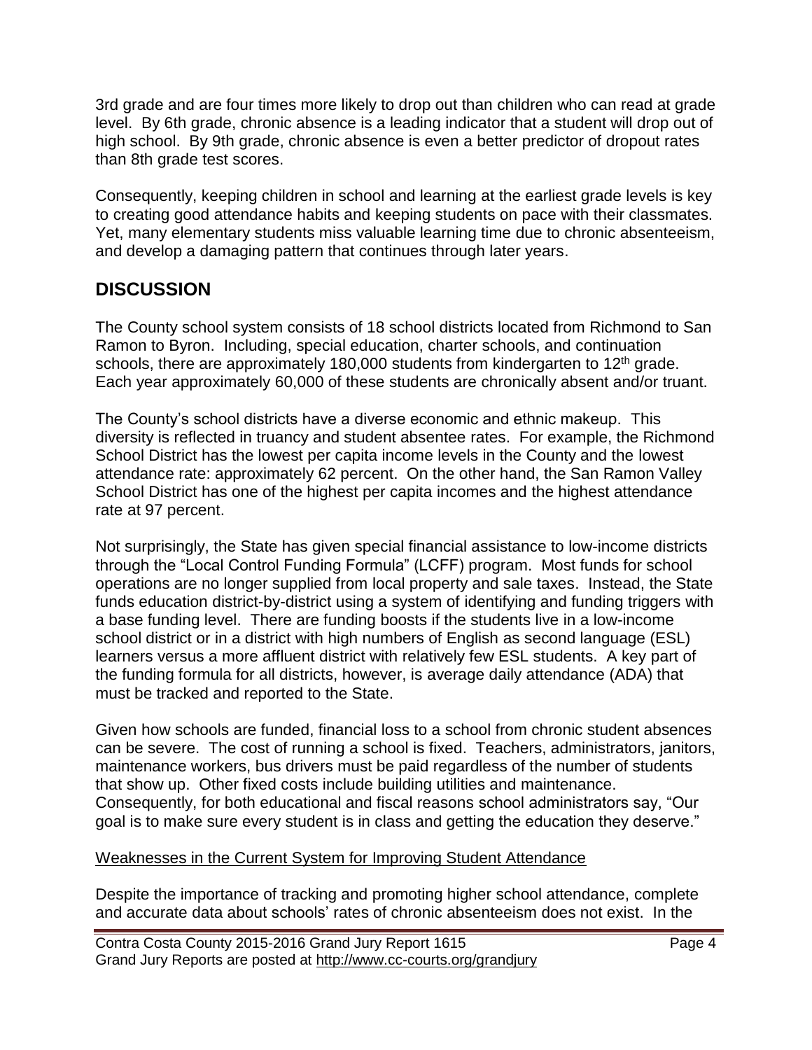3rd grade and are four times more likely to drop out than children who can read at grade level. By 6th grade, chronic absence is a leading indicator that a student will drop out of high school. By 9th grade, chronic absence is even a better predictor of dropout rates than 8th grade test scores.

Consequently, keeping children in school and learning at the earliest grade levels is key to creating good attendance habits and keeping students on pace with their classmates. Yet, many elementary students miss valuable learning time due to chronic absenteeism, and develop a damaging pattern that continues through later years.

## DISCUSSION

The County school system consists of 18 school districts located from Richmond to San Ramon to Byron. Including, special education, charter schools, and continuation schools, there are approximately 180,000 students from kindergarten to 12th grade. Each year approximately 60,000 of these students are chronically absent and/or truant.

The County's school districts have a diverse economic and ethnic makeup. This diversity is reflected in truancy and student absentee rates. For example, the Richmond School District has the lowest per capita income levels in the County and the lowest attendance rate: approximately 62 percent. On the other hand, the San Ramon Valley School District has one of the highest per capita incomes and the highest attendance rate at 97 percent.

Not surprisingly, the State has given special financial assistance to low-income districts through the "Local Control Funding Formula" (LCFF) program. Most funds for school operations are no longer supplied from local property and sale taxes. Instead, the State funds education district-by-district using a system of identifying and funding triggers with a base funding level. There are funding boosts if the students live in a low-income school district or in a district with high numbers of English as second language (ESL) learners versus a more affluent district with relatively few ESL students. A key part of the funding formula for all districts, however, is average daily attendance (ADA) that must be tracked and reported to the State.

Given how schools are funded, financial loss to a school from chronic student absences can be severe. The cost of running a school is fixed. Teachers, administrators, janitors, maintenance workers, bus drivers must be paid regardless of the number of students that show up. Other fixed costs include building utilities and maintenance. Consequently, for both educational and fiscal reasons school administrators say, "Our goal is to make sure every student is in class and getting the education they deserve."

### Weaknesses in the Current System for Improving Student Attendance

Despite the importance of tracking and promoting higher school attendance, complete and accurate data about schools' rates of chronic absenteeism does not exist. In the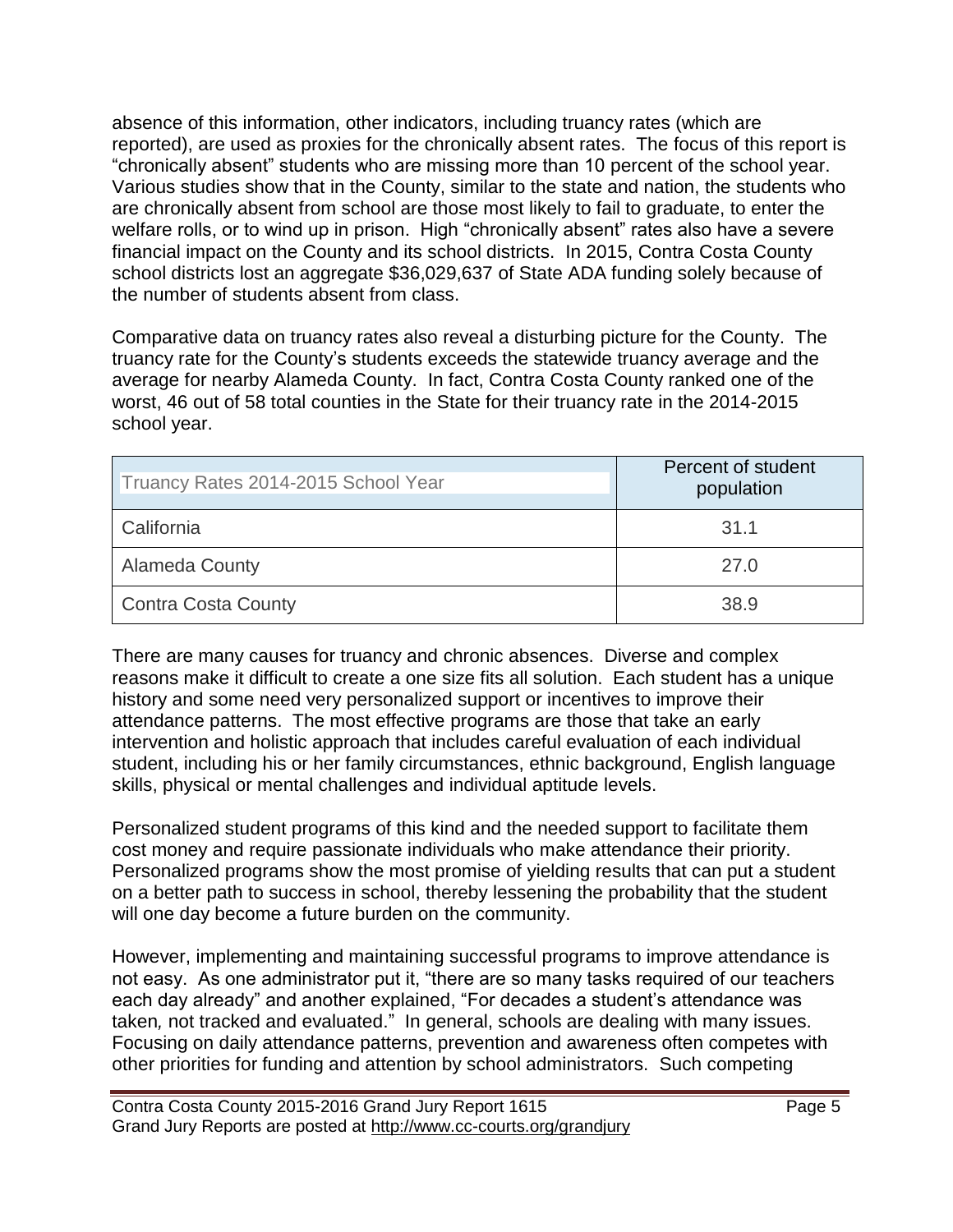absence of this information, other indicators, including truancy rates (which are reported), are used as proxies for the chronically absent rates. The focus of this report is "chronically absent" students who are missing more than 10 percent of the school year. Various studies show that in the County, similar to the state and nation, the students who are chronically absent from school are those most likely to fail to graduate, to enter the welfare rolls, or to wind up in prison. High "chronically absent" rates also have a severe financial impact on the County and its school districts. In 2015, Contra Costa County school districts lost an aggregate $36,029,637 of State ADA funding solely because of the number of students absent from class.

Comparative data on truancy rates also reveal a disturbing picture for the County. The truancy rate for the County's students exceeds the statewide truancy average and the average for nearby Alameda County. In fact, Contra Costa County ranked one of the worst, 46 out of 58 total counties in the State for their truancy rate in the 2014-2015 school year.

| Truancy Rates 2014-2015 School Year | Percent of student population |
|---|---|
| California | 31.1 |
| Alameda County | 27.0 |
| Contra Costa County | 38.9 |

There are many causes for truancy and chronic absences. Diverse and complex reasons make it difficult to create a one size fits all solution. Each student has a unique history and some need very personalized support or incentives to improve their attendance patterns. The most effective programs are those that take an early intervention and holistic approach that includes careful evaluation of each individual student, including his or her family circumstances, ethnic background, English language skills, physical or mental challenges and individual aptitude levels.

Personalized student programs of this kind and the needed support to facilitate them cost money and require passionate individuals who make attendance their priority. Personalized programs show the most promise of yielding results that can put a student on a better path to success in school, thereby lessening the probability that the student will one day become a future burden on the community.

However, implementing and maintaining successful programs to improve attendance is not easy. As one administrator put it, "there are so many tasks required of our teachers each day already" and another explained, "For decades a student's attendance was taken*,* not tracked and evaluated." In general, schools are dealing with many issues. Focusing on daily attendance patterns, prevention and awareness often competes with other priorities for funding and attention by school administrators. Such competing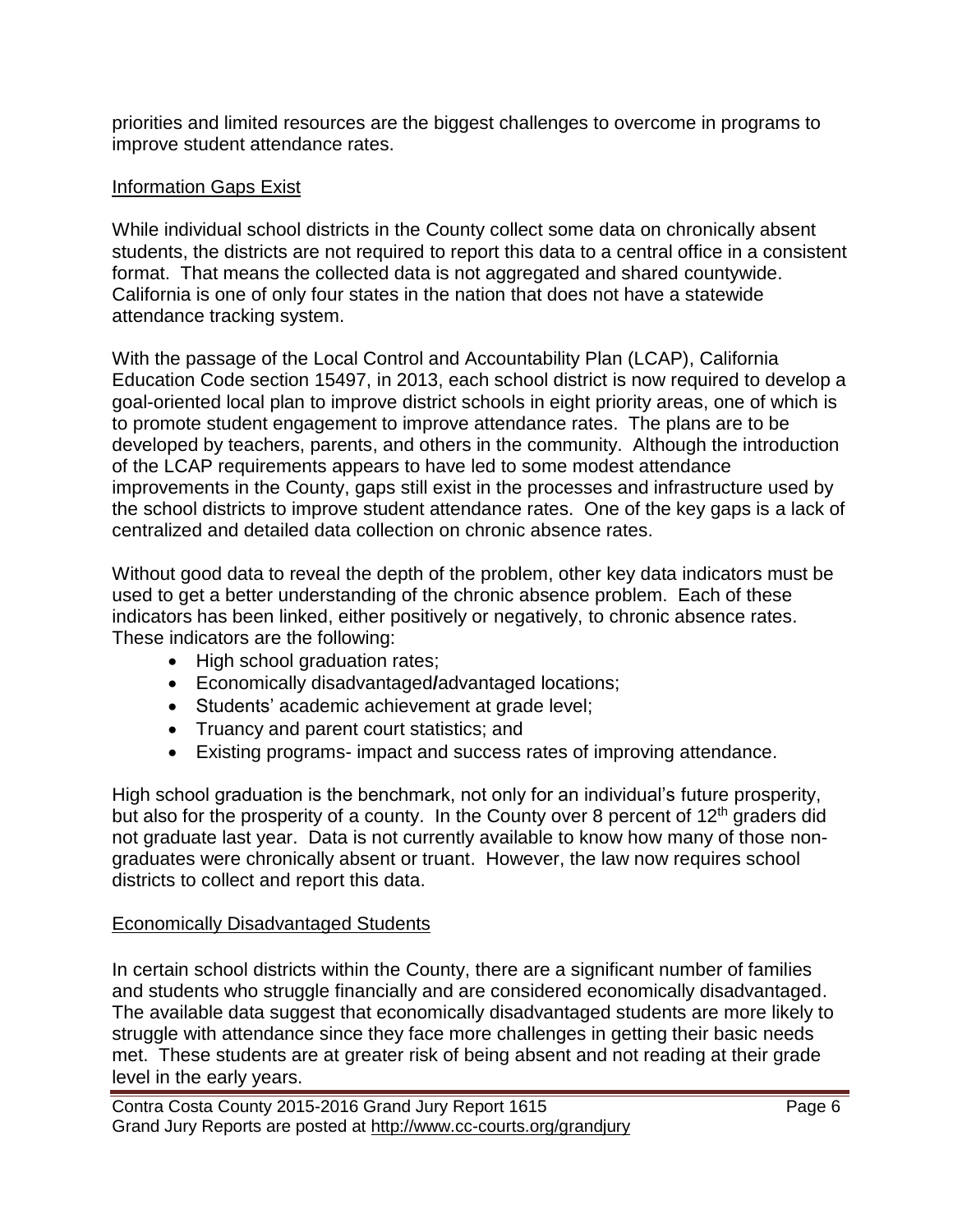priorities and limited resources are the biggest challenges to overcome in programs to improve student attendance rates.

### Information Gaps Exist

While individual school districts in the County collect some data on chronically absent students, the districts are not required to report this data to a central office in a consistent format. That means the collected data is not aggregated and shared countywide. California is one of only four states in the nation that does not have a statewide attendance tracking system.

With the passage of the Local Control and Accountability Plan (LCAP), California Education Code section 15497, in 2013, each school district is now required to develop a goal-oriented local plan to improve district schools in eight priority areas, one of which is to promote student engagement to improve attendance rates. The plans are to be developed by teachers, parents, and others in the community. Although the introduction of the LCAP requirements appears to have led to some modest attendance improvements in the County, gaps still exist in the processes and infrastructure used by the school districts to improve student attendance rates. One of the key gaps is a lack of centralized and detailed data collection on chronic absence rates.

Without good data to reveal the depth of the problem, other key data indicators must be used to get a better understanding of the chronic absence problem. Each of these indicators has been linked, either positively or negatively, to chronic absence rates. These indicators are the following:

- High school graduation rates;
- Economically disadvantaged**/**advantaged locations;
- Students' academic achievement at grade level;
- Truancy and parent court statistics; and
- Existing programs- impact and success rates of improving attendance.

High school graduation is the benchmark, not only for an individual's future prosperity, but also for the prosperity of a county. In the County over 8 percent of 12th graders did not graduate last year. Data is not currently available to know how many of those non-graduates were chronically absent or truant. However, the law now requires school districts to collect and report this data.

### Economically Disadvantaged Students

In certain school districts within the County, there are a significant number of families and students who struggle financially and are considered economically disadvantaged. The available data suggest that economically disadvantaged students are more likely to struggle with attendance since they face more challenges in getting their basic needs met. These students are at greater risk of being absent and not reading at their grade level in the early years.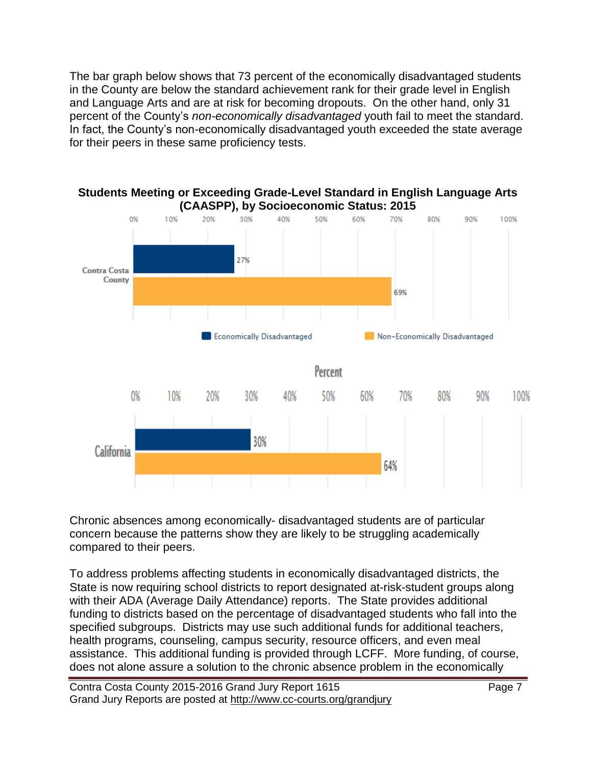The bar graph below shows that 73 percent of the economically disadvantaged students in the County are below the standard achievement rank for their grade level in English and Language Arts and are at risk for becoming dropouts. On the other hand, only 31 percent of the County's *non-economically disadvantaged* youth fail to meet the standard. In fact, the County's non-economically disadvantaged youth exceeded the state average for their peers in these same proficiency tests.

**Students Meeting or Exceeding Grade-Level Standard in English Language Arts (CAASPP), by Socioeconomic Status: 2015**

| | Economically Disadvantaged | Non-Economically Disadvantaged |
|---|---|---|
| Contra Costa County | 27% | 69% |
| California | 30% | 64% |

Chronic absences among economically- disadvantaged students are of particular concern because the patterns show they are likely to be struggling academically compared to their peers.

To address problems affecting students in economically disadvantaged districts, the State is now requiring school districts to report designated at-risk-student groups along with their ADA (Average Daily Attendance) reports. The State provides additional funding to districts based on the percentage of disadvantaged students who fall into the specified subgroups. Districts may use such additional funds for additional teachers, health programs, counseling, campus security, resource officers, and even meal assistance. This additional funding is provided through LCFF. More funding, of course, does not alone assure a solution to the chronic absence problem in the economically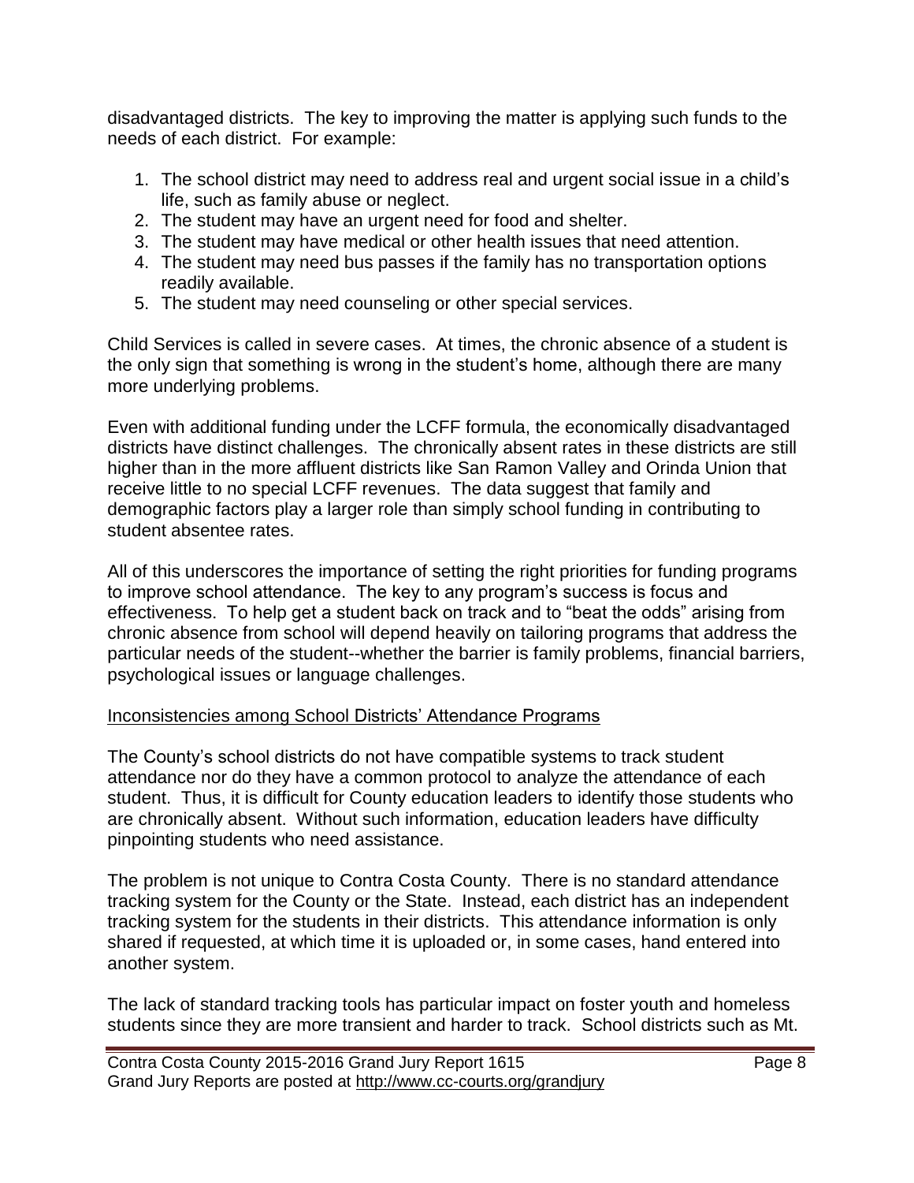disadvantaged districts. The key to improving the matter is applying such funds to the needs of each district. For example:

1. The school district may need to address real and urgent social issue in a child's life, such as family abuse or neglect.
2. The student may have an urgent need for food and shelter.
3. The student may have medical or other health issues that need attention.
4. The student may need bus passes if the family has no transportation options readily available.
5. The student may need counseling or other special services.

Child Services is called in severe cases. At times, the chronic absence of a student is the only sign that something is wrong in the student's home, although there are many more underlying problems.

Even with additional funding under the LCFF formula, the economically disadvantaged districts have distinct challenges. The chronically absent rates in these districts are still higher than in the more affluent districts like San Ramon Valley and Orinda Union that receive little to no special LCFF revenues. The data suggest that family and demographic factors play a larger role than simply school funding in contributing to student absentee rates.

All of this underscores the importance of setting the right priorities for funding programs to improve school attendance. The key to any program's success is focus and effectiveness. To help get a student back on track and to "beat the odds" arising from chronic absence from school will depend heavily on tailoring programs that address the particular needs of the student--whether the barrier is family problems, financial barriers, psychological issues or language challenges.

<u>Inconsistencies among School Districts' Attendance Programs</u>

The County's school districts do not have compatible systems to track student attendance nor do they have a common protocol to analyze the attendance of each student. Thus, it is difficult for County education leaders to identify those students who are chronically absent. Without such information, education leaders have difficulty pinpointing students who need assistance.

The problem is not unique to Contra Costa County. There is no standard attendance tracking system for the County or the State. Instead, each district has an independent tracking system for the students in their districts. This attendance information is only shared if requested, at which time it is uploaded or, in some cases, hand entered into another system.

The lack of standard tracking tools has particular impact on foster youth and homeless students since they are more transient and harder to track. School districts such as Mt.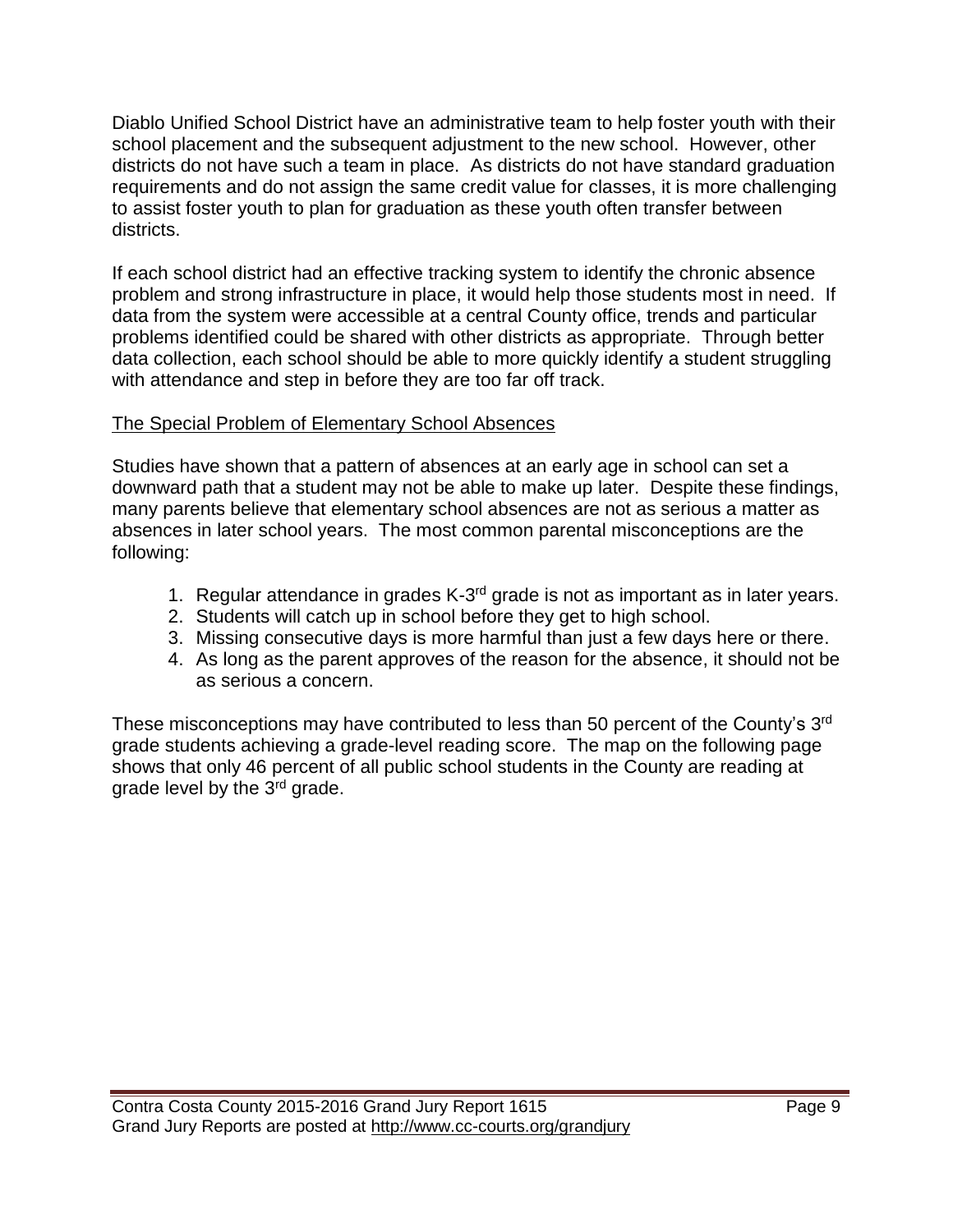Diablo Unified School District have an administrative team to help foster youth with their school placement and the subsequent adjustment to the new school. However, other districts do not have such a team in place. As districts do not have standard graduation requirements and do not assign the same credit value for classes, it is more challenging to assist foster youth to plan for graduation as these youth often transfer between districts.

If each school district had an effective tracking system to identify the chronic absence problem and strong infrastructure in place, it would help those students most in need. If data from the system were accessible at a central County office, trends and particular problems identified could be shared with other districts as appropriate. Through better data collection, each school should be able to more quickly identify a student struggling with attendance and step in before they are too far off track.

<u>The Special Problem of Elementary School Absences</u>

Studies have shown that a pattern of absences at an early age in school can set a downward path that a student may not be able to make up later. Despite these findings, many parents believe that elementary school absences are not as serious a matter as absences in later school years. The most common parental misconceptions are the following:

1. Regular attendance in grades K-3rd grade is not as important as in later years.
2. Students will catch up in school before they get to high school.
3. Missing consecutive days is more harmful than just a few days here or there.
4. As long as the parent approves of the reason for the absence, it should not be as serious a concern.

These misconceptions may have contributed to less than 50 percent of the County's 3rd grade students achieving a grade-level reading score. The map on the following page shows that only 46 percent of all public school students in the County are reading at grade level by the 3rd grade.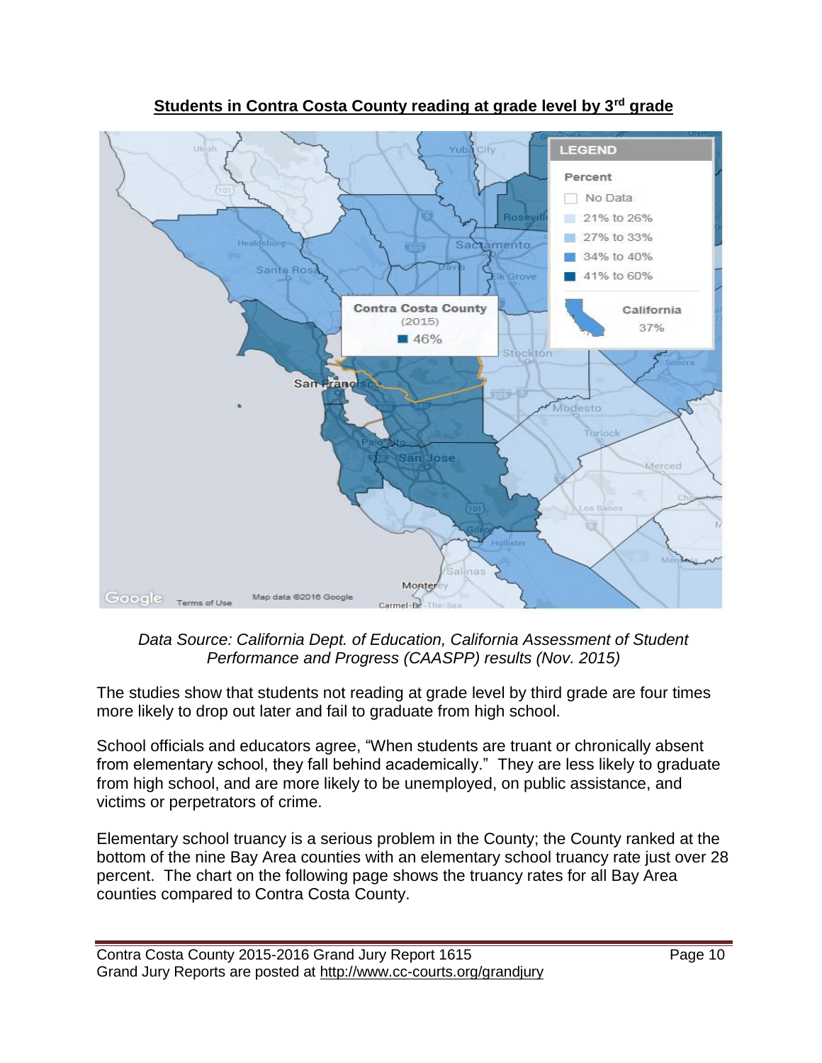**Students in Contra Costa County reading at grade level by 3rd grade**

*Data Source: California Dept. of Education, California Assessment of Student Performance and Progress (CAASPP) results (Nov. 2015)*

The studies show that students not reading at grade level by third grade are four times more likely to drop out later and fail to graduate from high school.

School officials and educators agree, "When students are truant or chronically absent from elementary school, they fall behind academically." They are less likely to graduate from high school, and are more likely to be unemployed, on public assistance, and victims or perpetrators of crime.

Elementary school truancy is a serious problem in the County; the County ranked at the bottom of the nine Bay Area counties with an elementary school truancy rate just over 28 percent. The chart on the following page shows the truancy rates for all Bay Area counties compared to Contra Costa County.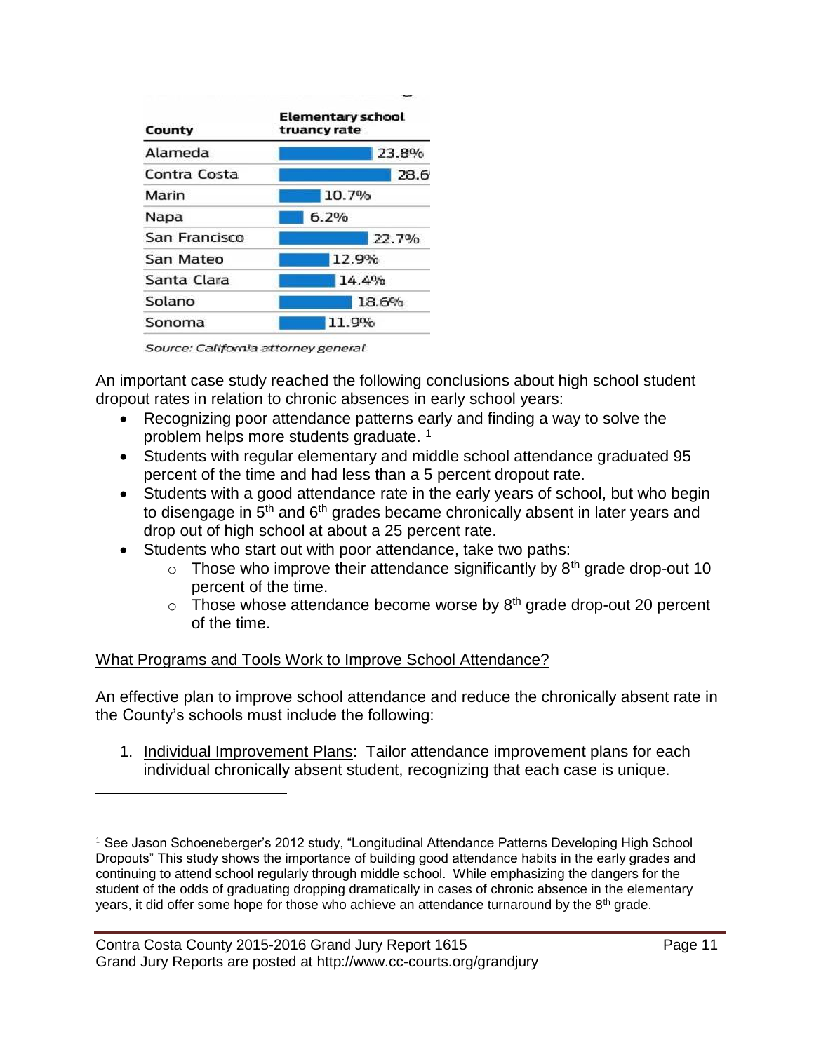| County | Elementary school truancy rate |
| --- | --- |
| Alameda | 23.8% |
| Contra Costa | 28.6 |
| Marin | 10.7% |
| Napa | 6.2% |
| San Francisco | 22.7% |
| San Mateo | 12.9% |
| Santa Clara | 14.4% |
| Solano | 18.6% |
| Sonoma | 11.9% |

*Source: California attorney general*

An important case study reached the following conclusions about high school student dropout rates in relation to chronic absences in early school years:

- Recognizing poor attendance patterns early and finding a way to solve the problem helps more students graduate. [1]
- Students with regular elementary and middle school attendance graduated 95 percent of the time and had less than a 5 percent dropout rate.
- Students with a good attendance rate in the early years of school, but who begin to disengage in 5th and 6th grades became chronically absent in later years and drop out of high school at about a 25 percent rate.
- Students who start out with poor attendance, take two paths:
    - Those who improve their attendance significantly by 8th grade drop-out 10 percent of the time.
    - Those whose attendance become worse by 8th grade drop-out 20 percent of the time.

<u>What Programs and Tools Work to Improve School Attendance?</u>

An effective plan to improve school attendance and reduce the chronically absent rate in the County's schools must include the following:

1. <u>Individual Improvement Plans</u>: Tailor attendance improvement plans for each individual chronically absent student, recognizing that each case is unique.

---

[1] See Jason Schoeneberger's 2012 study, "Longitudinal Attendance Patterns Developing High School Dropouts" This study shows the importance of building good attendance habits in the early grades and continuing to attend school regularly through middle school. While emphasizing the dangers for the student of the odds of graduating dropping dramatically in cases of chronic absence in the elementary years, it did offer some hope for those who achieve an attendance turnaround by the 8th grade.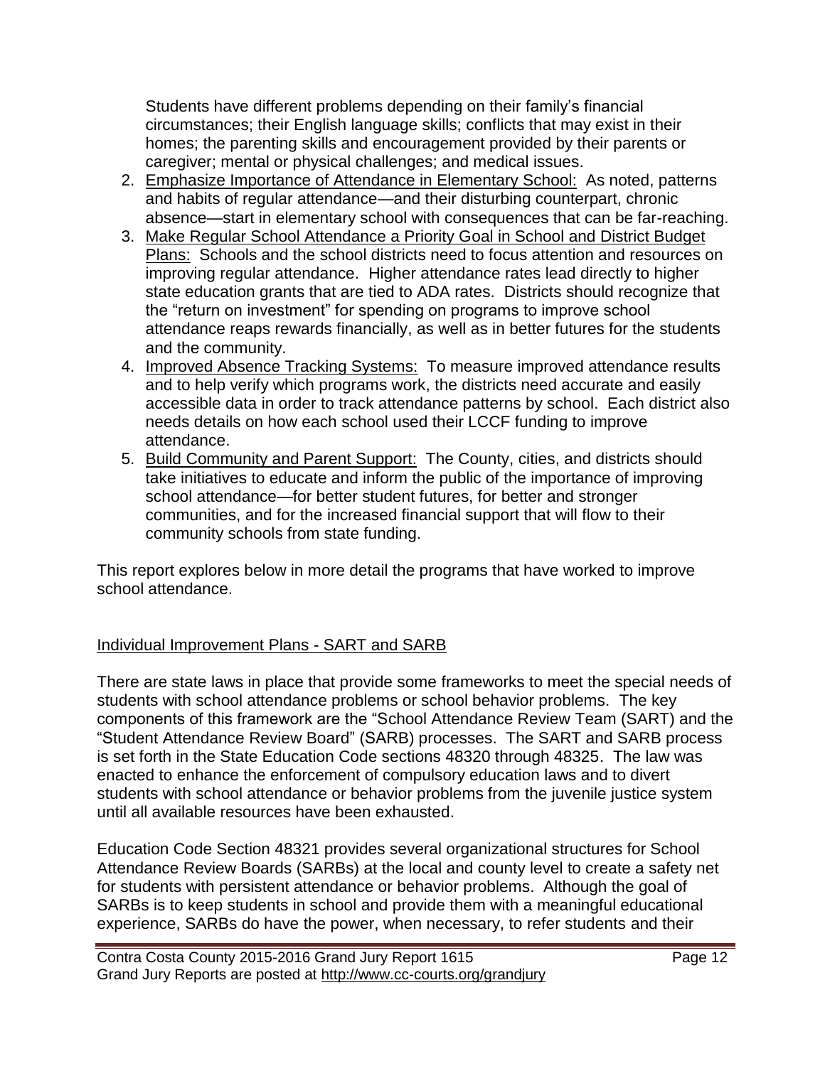Students have different problems depending on their family's financial circumstances; their English language skills; conflicts that may exist in their homes; the parenting skills and encouragement provided by their parents or caregiver; mental or physical challenges; and medical issues.

2. Emphasize Importance of Attendance in Elementary School: As noted, patterns and habits of regular attendance—and their disturbing counterpart, chronic absence—start in elementary school with consequences that can be far-reaching.
3. Make Regular School Attendance a Priority Goal in School and District Budget Plans: Schools and the school districts need to focus attention and resources on improving regular attendance. Higher attendance rates lead directly to higher state education grants that are tied to ADA rates. Districts should recognize that the "return on investment" for spending on programs to improve school attendance reaps rewards financially, as well as in better futures for the students and the community.
4. Improved Absence Tracking Systems: To measure improved attendance results and to help verify which programs work, the districts need accurate and easily accessible data in order to track attendance patterns by school. Each district also needs details on how each school used their LCCF funding to improve attendance.
5. Build Community and Parent Support: The County, cities, and districts should take initiatives to educate and inform the public of the importance of improving school attendance—for better student futures, for better and stronger communities, and for the increased financial support that will flow to their community schools from state funding.

This report explores below in more detail the programs that have worked to improve school attendance.

## Individual Improvement Plans - SART and SARB

There are state laws in place that provide some frameworks to meet the special needs of students with school attendance problems or school behavior problems. The key components of this framework are the "School Attendance Review Team (SART) and the "Student Attendance Review Board" (SARB) processes. The SART and SARB process is set forth in the State Education Code sections 48320 through 48325. The law was enacted to enhance the enforcement of compulsory education laws and to divert students with school attendance or behavior problems from the juvenile justice system until all available resources have been exhausted.

Education Code Section 48321 provides several organizational structures for School Attendance Review Boards (SARBs) at the local and county level to create a safety net for students with persistent attendance or behavior problems. Although the goal of SARBs is to keep students in school and provide them with a meaningful educational experience, SARBs do have the power, when necessary, to refer students and their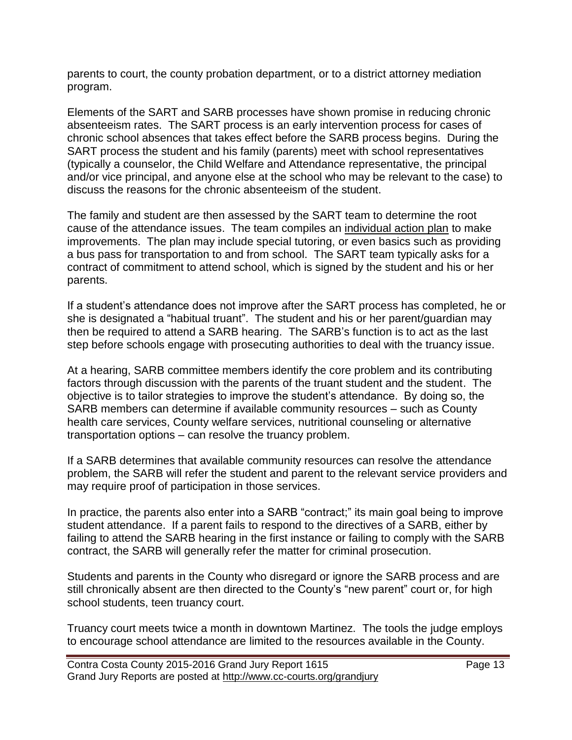parents to court, the county probation department, or to a district attorney mediation program.

Elements of the SART and SARB processes have shown promise in reducing chronic absenteeism rates. The SART process is an early intervention process for cases of chronic school absences that takes effect before the SARB process begins. During the SART process the student and his family (parents) meet with school representatives (typically a counselor, the Child Welfare and Attendance representative, the principal and/or vice principal, and anyone else at the school who may be relevant to the case) to discuss the reasons for the chronic absenteeism of the student.

The family and student are then assessed by the SART team to determine the root cause of the attendance issues. The team compiles an individual action plan to make improvements. The plan may include special tutoring, or even basics such as providing a bus pass for transportation to and from school. The SART team typically asks for a contract of commitment to attend school, which is signed by the student and his or her parents.

If a student's attendance does not improve after the SART process has completed, he or she is designated a "habitual truant". The student and his or her parent/guardian may then be required to attend a SARB hearing. The SARB's function is to act as the last step before schools engage with prosecuting authorities to deal with the truancy issue.

At a hearing, SARB committee members identify the core problem and its contributing factors through discussion with the parents of the truant student and the student. The objective is to tailor strategies to improve the student's attendance. By doing so, the SARB members can determine if available community resources – such as County health care services, County welfare services, nutritional counseling or alternative transportation options – can resolve the truancy problem.

If a SARB determines that available community resources can resolve the attendance problem, the SARB will refer the student and parent to the relevant service providers and may require proof of participation in those services.

In practice, the parents also enter into a SARB "contract;" its main goal being to improve student attendance. If a parent fails to respond to the directives of a SARB, either by failing to attend the SARB hearing in the first instance or failing to comply with the SARB contract, the SARB will generally refer the matter for criminal prosecution.

Students and parents in the County who disregard or ignore the SARB process and are still chronically absent are then directed to the County's "new parent" court or, for high school students, teen truancy court.

Truancy court meets twice a month in downtown Martinez. The tools the judge employs to encourage school attendance are limited to the resources available in the County.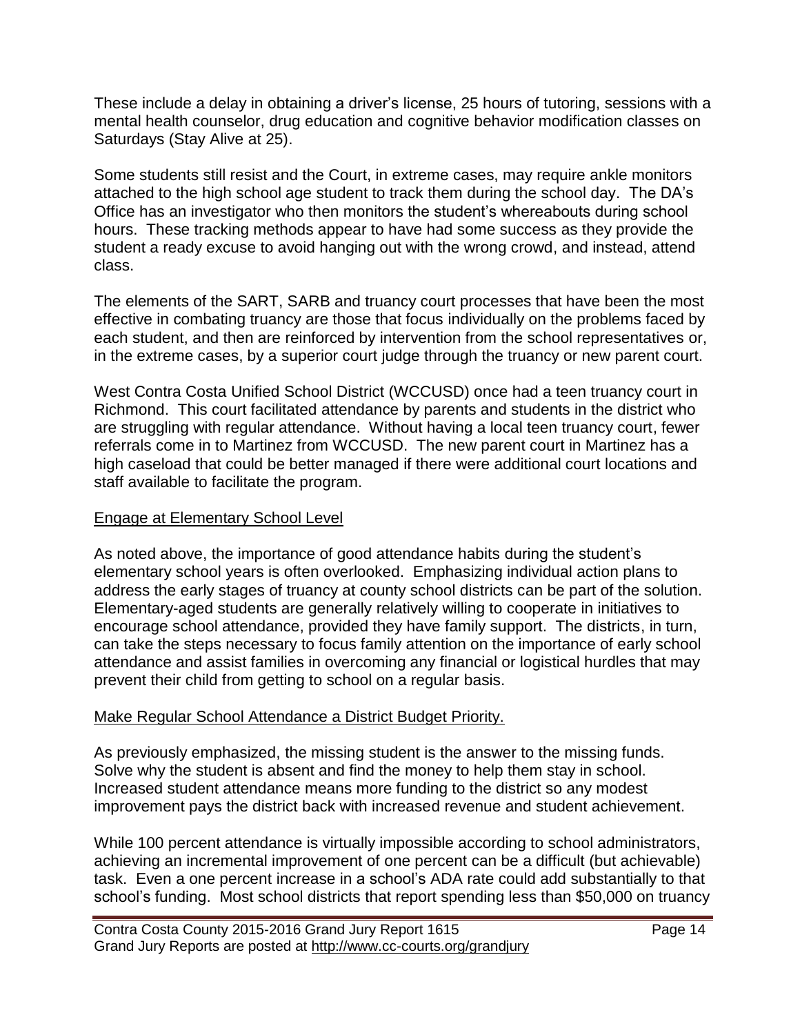These include a delay in obtaining a driver's license, 25 hours of tutoring, sessions with a mental health counselor, drug education and cognitive behavior modification classes on Saturdays (Stay Alive at 25).

Some students still resist and the Court, in extreme cases, may require ankle monitors attached to the high school age student to track them during the school day. The DA's Office has an investigator who then monitors the student's whereabouts during school hours. These tracking methods appear to have had some success as they provide the student a ready excuse to avoid hanging out with the wrong crowd, and instead, attend class.

The elements of the SART, SARB and truancy court processes that have been the most effective in combating truancy are those that focus individually on the problems faced by each student, and then are reinforced by intervention from the school representatives or, in the extreme cases, by a superior court judge through the truancy or new parent court.

West Contra Costa Unified School District (WCCUSD) once had a teen truancy court in Richmond. This court facilitated attendance by parents and students in the district who are struggling with regular attendance. Without having a local teen truancy court, fewer referrals come in to Martinez from WCCUSD. The new parent court in Martinez has a high caseload that could be better managed if there were additional court locations and staff available to facilitate the program.

<u>Engage at Elementary School Level</u>

As noted above, the importance of good attendance habits during the student's elementary school years is often overlooked. Emphasizing individual action plans to address the early stages of truancy at county school districts can be part of the solution. Elementary-aged students are generally relatively willing to cooperate in initiatives to encourage school attendance, provided they have family support. The districts, in turn, can take the steps necessary to focus family attention on the importance of early school attendance and assist families in overcoming any financial or logistical hurdles that may prevent their child from getting to school on a regular basis.

<u>Make Regular School Attendance a District Budget Priority.</u>

As previously emphasized, the missing student is the answer to the missing funds. Solve why the student is absent and find the money to help them stay in school. Increased student attendance means more funding to the district so any modest improvement pays the district back with increased revenue and student achievement.

While 100 percent attendance is virtually impossible according to school administrators, achieving an incremental improvement of one percent can be a difficult (but achievable) task. Even a one percent increase in a school's ADA rate could add substantially to that school's funding. Most school districts that report spending less than $50,000 on truancy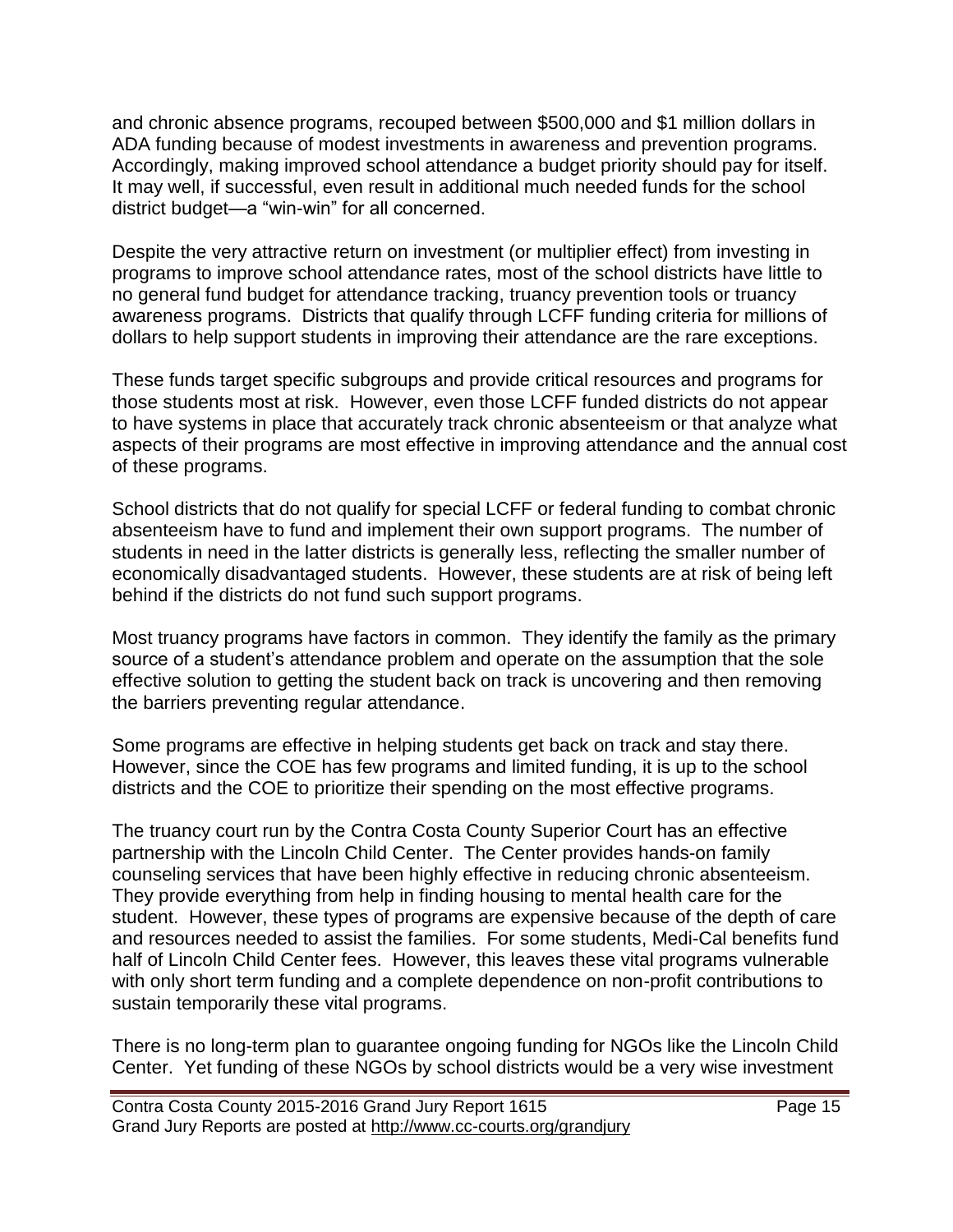and chronic absence programs, recouped between $500,000 and $1 million dollars in ADA funding because of modest investments in awareness and prevention programs. Accordingly, making improved school attendance a budget priority should pay for itself. It may well, if successful, even result in additional much needed funds for the school district budget—a "win-win" for all concerned.

Despite the very attractive return on investment (or multiplier effect) from investing in programs to improve school attendance rates, most of the school districts have little to no general fund budget for attendance tracking, truancy prevention tools or truancy awareness programs. Districts that qualify through LCFF funding criteria for millions of dollars to help support students in improving their attendance are the rare exceptions.

These funds target specific subgroups and provide critical resources and programs for those students most at risk. However, even those LCFF funded districts do not appear to have systems in place that accurately track chronic absenteeism or that analyze what aspects of their programs are most effective in improving attendance and the annual cost of these programs.

School districts that do not qualify for special LCFF or federal funding to combat chronic absenteeism have to fund and implement their own support programs. The number of students in need in the latter districts is generally less, reflecting the smaller number of economically disadvantaged students. However, these students are at risk of being left behind if the districts do not fund such support programs.

Most truancy programs have factors in common. They identify the family as the primary source of a student's attendance problem and operate on the assumption that the sole effective solution to getting the student back on track is uncovering and then removing the barriers preventing regular attendance.

Some programs are effective in helping students get back on track and stay there. However, since the COE has few programs and limited funding, it is up to the school districts and the COE to prioritize their spending on the most effective programs.

The truancy court run by the Contra Costa County Superior Court has an effective partnership with the Lincoln Child Center. The Center provides hands-on family counseling services that have been highly effective in reducing chronic absenteeism. They provide everything from help in finding housing to mental health care for the student. However, these types of programs are expensive because of the depth of care and resources needed to assist the families. For some students, Medi-Cal benefits fund half of Lincoln Child Center fees. However, this leaves these vital programs vulnerable with only short term funding and a complete dependence on non-profit contributions to sustain temporarily these vital programs.

There is no long-term plan to guarantee ongoing funding for NGOs like the Lincoln Child Center. Yet funding of these NGOs by school districts would be a very wise investment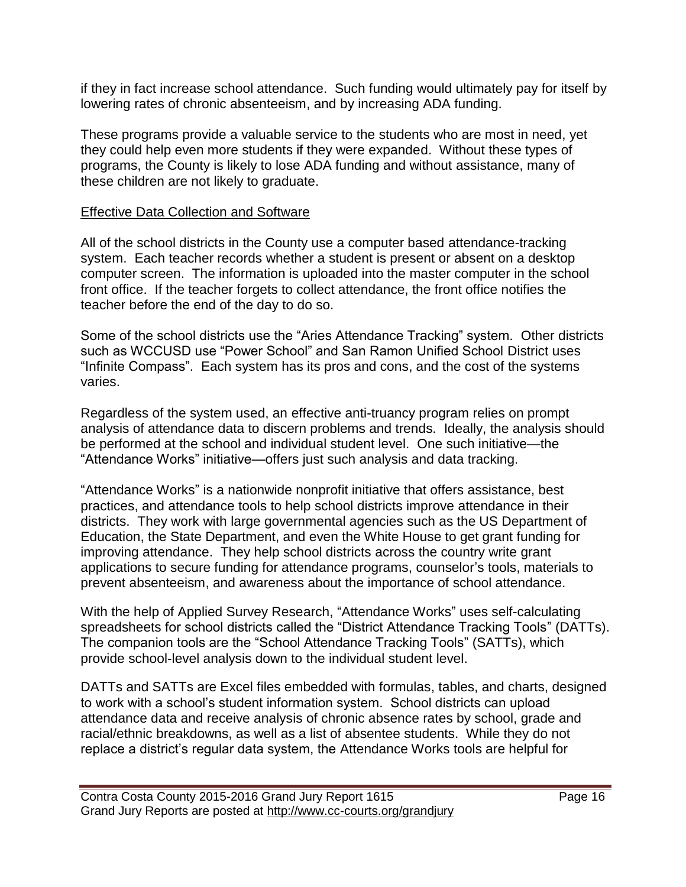if they in fact increase school attendance. Such funding would ultimately pay for itself by lowering rates of chronic absenteeism, and by increasing ADA funding.

These programs provide a valuable service to the students who are most in need, yet they could help even more students if they were expanded. Without these types of programs, the County is likely to lose ADA funding and without assistance, many of these children are not likely to graduate.

<u>Effective Data Collection and Software</u>

All of the school districts in the County use a computer based attendance-tracking system. Each teacher records whether a student is present or absent on a desktop computer screen. The information is uploaded into the master computer in the school front office. If the teacher forgets to collect attendance, the front office notifies the teacher before the end of the day to do so.

Some of the school districts use the "Aries Attendance Tracking" system. Other districts such as WCCUSD use "Power School" and San Ramon Unified School District uses "Infinite Compass". Each system has its pros and cons, and the cost of the systems varies.

Regardless of the system used, an effective anti-truancy program relies on prompt analysis of attendance data to discern problems and trends. Ideally, the analysis should be performed at the school and individual student level. One such initiative—the "Attendance Works" initiative—offers just such analysis and data tracking.

"Attendance Works" is a nationwide nonprofit initiative that offers assistance, best practices, and attendance tools to help school districts improve attendance in their districts. They work with large governmental agencies such as the US Department of Education, the State Department, and even the White House to get grant funding for improving attendance. They help school districts across the country write grant applications to secure funding for attendance programs, counselor's tools, materials to prevent absenteeism, and awareness about the importance of school attendance.

With the help of Applied Survey Research, "Attendance Works" uses self-calculating spreadsheets for school districts called the "District Attendance Tracking Tools" (DATTs). The companion tools are the "School Attendance Tracking Tools" (SATTs), which provide school-level analysis down to the individual student level.

DATTs and SATTs are Excel files embedded with formulas, tables, and charts, designed to work with a school's student information system. School districts can upload attendance data and receive analysis of chronic absence rates by school, grade and racial/ethnic breakdowns, as well as a list of absentee students. While they do not replace a district's regular data system, the Attendance Works tools are helpful for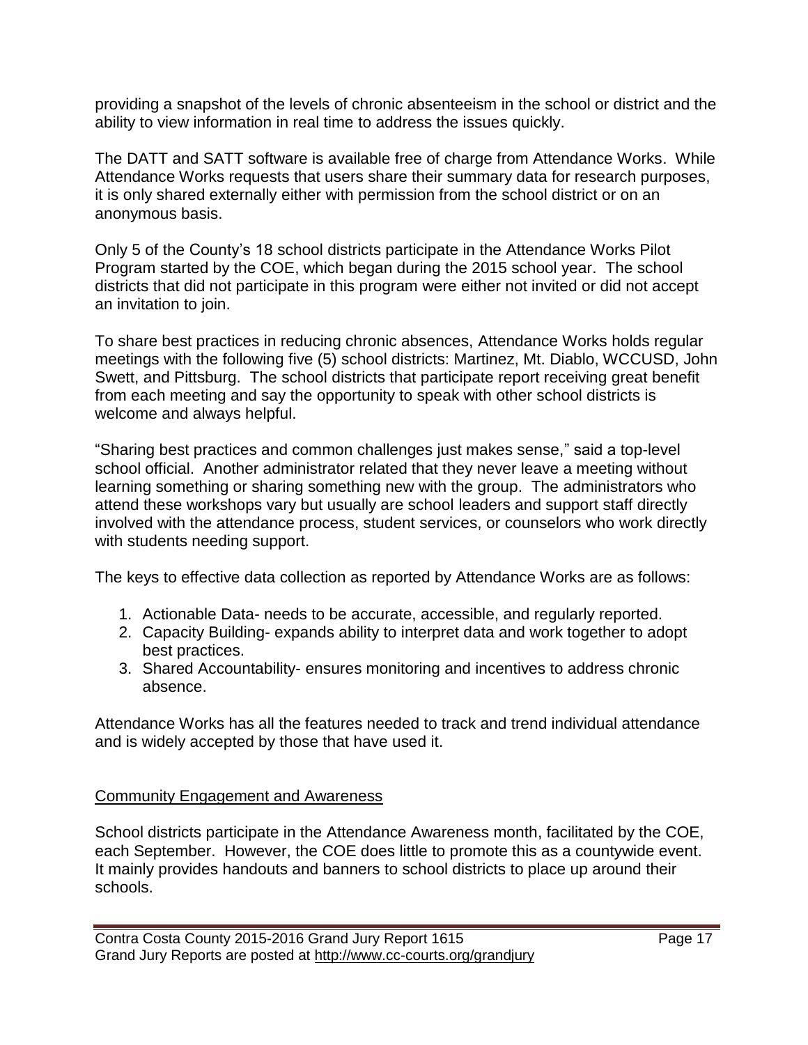providing a snapshot of the levels of chronic absenteeism in the school or district and the ability to view information in real time to address the issues quickly.

The DATT and SATT software is available free of charge from Attendance Works. While Attendance Works requests that users share their summary data for research purposes, it is only shared externally either with permission from the school district or on an anonymous basis.

Only 5 of the County's 18 school districts participate in the Attendance Works Pilot Program started by the COE, which began during the 2015 school year. The school districts that did not participate in this program were either not invited or did not accept an invitation to join.

To share best practices in reducing chronic absences, Attendance Works holds regular meetings with the following five (5) school districts: Martinez, Mt. Diablo, WCCUSD, John Swett, and Pittsburg. The school districts that participate report receiving great benefit from each meeting and say the opportunity to speak with other school districts is welcome and always helpful.

"Sharing best practices and common challenges just makes sense," said a top-level school official. Another administrator related that they never leave a meeting without learning something or sharing something new with the group. The administrators who attend these workshops vary but usually are school leaders and support staff directly involved with the attendance process, student services, or counselors who work directly with students needing support.

The keys to effective data collection as reported by Attendance Works are as follows:

1. Actionable Data- needs to be accurate, accessible, and regularly reported.
2. Capacity Building- expands ability to interpret data and work together to adopt best practices.
3. Shared Accountability- ensures monitoring and incentives to address chronic absence.

Attendance Works has all the features needed to track and trend individual attendance and is widely accepted by those that have used it.

Community Engagement and Awareness

School districts participate in the Attendance Awareness month, facilitated by the COE, each September. However, the COE does little to promote this as a countywide event. It mainly provides handouts and banners to school districts to place up around their schools.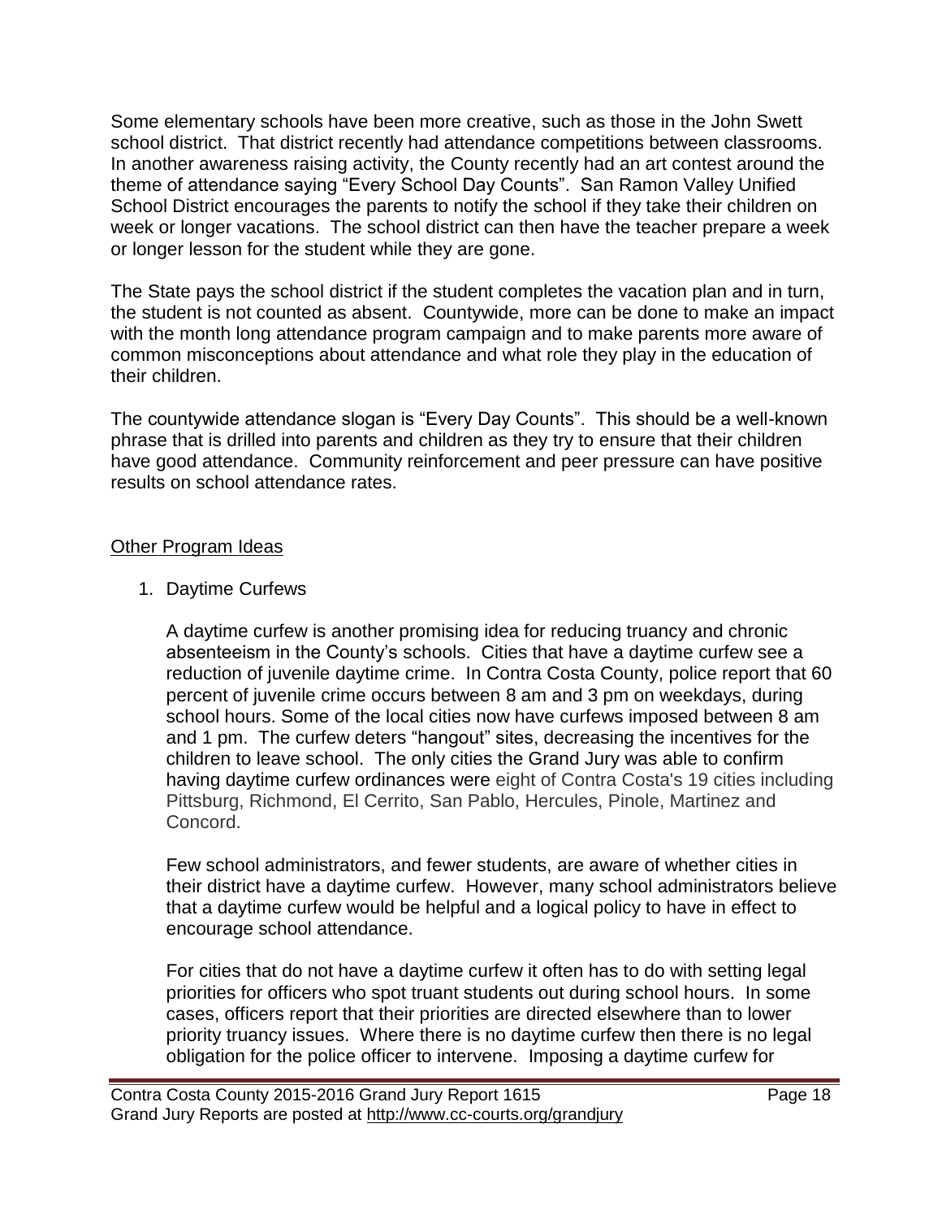Some elementary schools have been more creative, such as those in the John Swett school district. That district recently had attendance competitions between classrooms. In another awareness raising activity, the County recently had an art contest around the theme of attendance saying "Every School Day Counts". San Ramon Valley Unified School District encourages the parents to notify the school if they take their children on week or longer vacations. The school district can then have the teacher prepare a week or longer lesson for the student while they are gone.

The State pays the school district if the student completes the vacation plan and in turn, the student is not counted as absent. Countywide, more can be done to make an impact with the month long attendance program campaign and to make parents more aware of common misconceptions about attendance and what role they play in the education of their children.

The countywide attendance slogan is "Every Day Counts". This should be a well-known phrase that is drilled into parents and children as they try to ensure that their children have good attendance. Community reinforcement and peer pressure can have positive results on school attendance rates.

<u>Other Program Ideas</u>

1. Daytime Curfews

   A daytime curfew is another promising idea for reducing truancy and chronic absenteeism in the County's schools. Cities that have a daytime curfew see a reduction of juvenile daytime crime. In Contra Costa County, police report that 60 percent of juvenile crime occurs between 8 am and 3 pm on weekdays, during school hours. Some of the local cities now have curfews imposed between 8 am and 1 pm. The curfew deters "hangout" sites, decreasing the incentives for the children to leave school. The only cities the Grand Jury was able to confirm having daytime curfew ordinances were eight of Contra Costa's 19 cities including Pittsburg, Richmond, El Cerrito, San Pablo, Hercules, Pinole, Martinez and Concord.

   Few school administrators, and fewer students, are aware of whether cities in their district have a daytime curfew. However, many school administrators believe that a daytime curfew would be helpful and a logical policy to have in effect to encourage school attendance.

   For cities that do not have a daytime curfew it often has to do with setting legal priorities for officers who spot truant students out during school hours. In some cases, officers report that their priorities are directed elsewhere than to lower priority truancy issues. Where there is no daytime curfew then there is no legal obligation for the police officer to intervene. Imposing a daytime curfew for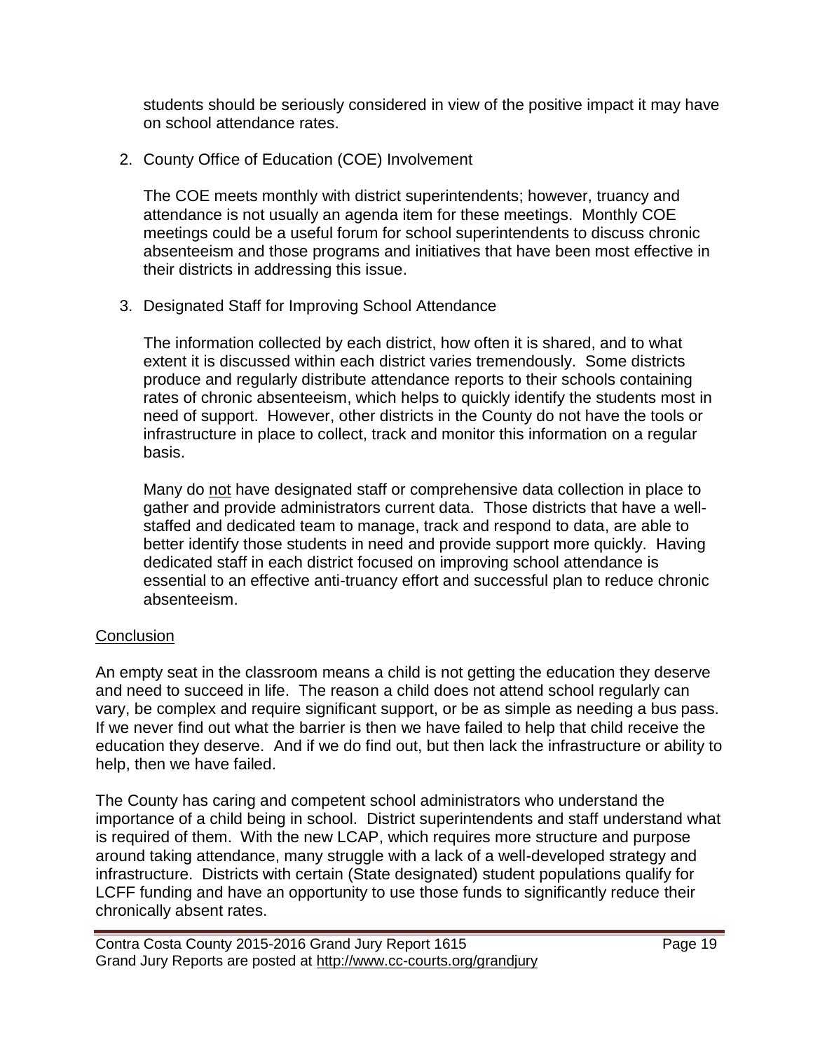students should be seriously considered in view of the positive impact it may have on school attendance rates.

2. County Office of Education (COE) Involvement

   The COE meets monthly with district superintendents; however, truancy and attendance is not usually an agenda item for these meetings. Monthly COE meetings could be a useful forum for school superintendents to discuss chronic absenteeism and those programs and initiatives that have been most effective in their districts in addressing this issue.

3. Designated Staff for Improving School Attendance

   The information collected by each district, how often it is shared, and to what extent it is discussed within each district varies tremendously. Some districts produce and regularly distribute attendance reports to their schools containing rates of chronic absenteeism, which helps to quickly identify the students most in need of support. However, other districts in the County do not have the tools or infrastructure in place to collect, track and monitor this information on a regular basis.

   Many do <u>not</u> have designated staff or comprehensive data collection in place to gather and provide administrators current data. Those districts that have a well-staffed and dedicated team to manage, track and respond to data, are able to better identify those students in need and provide support more quickly. Having dedicated staff in each district focused on improving school attendance is essential to an effective anti-truancy effort and successful plan to reduce chronic absenteeism.

<u>Conclusion</u>

An empty seat in the classroom means a child is not getting the education they deserve and need to succeed in life. The reason a child does not attend school regularly can vary, be complex and require significant support, or be as simple as needing a bus pass. If we never find out what the barrier is then we have failed to help that child receive the education they deserve. And if we do find out, but then lack the infrastructure or ability to help, then we have failed.

The County has caring and competent school administrators who understand the importance of a child being in school. District superintendents and staff understand what is required of them. With the new LCAP, which requires more structure and purpose around taking attendance, many struggle with a lack of a well-developed strategy and infrastructure. Districts with certain (State designated) student populations qualify for LCFF funding and have an opportunity to use those funds to significantly reduce their chronically absent rates.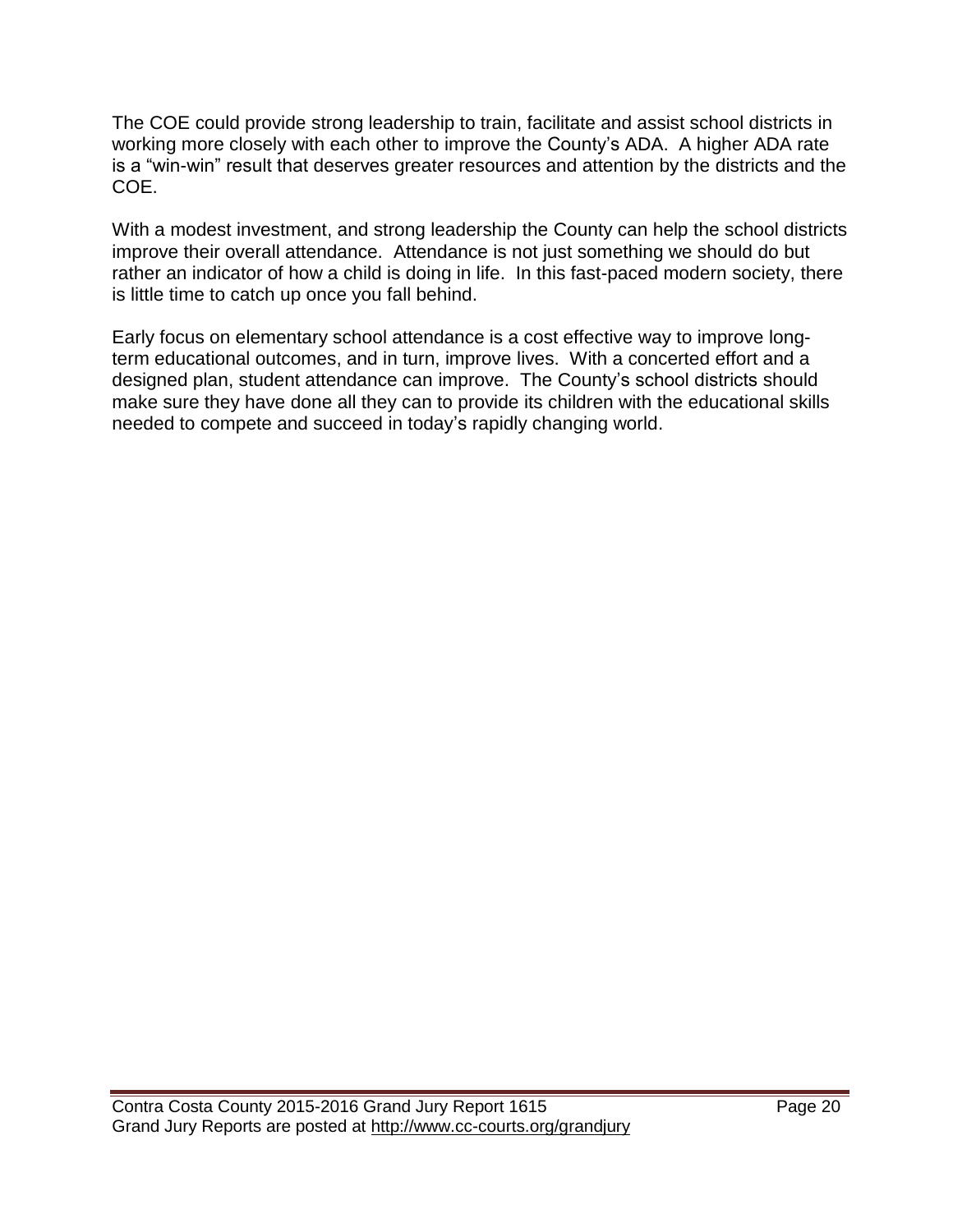The COE could provide strong leadership to train, facilitate and assist school districts in working more closely with each other to improve the County's ADA. A higher ADA rate is a "win-win" result that deserves greater resources and attention by the districts and the COE.

With a modest investment, and strong leadership the County can help the school districts improve their overall attendance. Attendance is not just something we should do but rather an indicator of how a child is doing in life. In this fast-paced modern society, there is little time to catch up once you fall behind.

Early focus on elementary school attendance is a cost effective way to improve long-term educational outcomes, and in turn, improve lives. With a concerted effort and a designed plan, student attendance can improve. The County's school districts should make sure they have done all they can to provide its children with the educational skills needed to compete and succeed in today's rapidly changing world.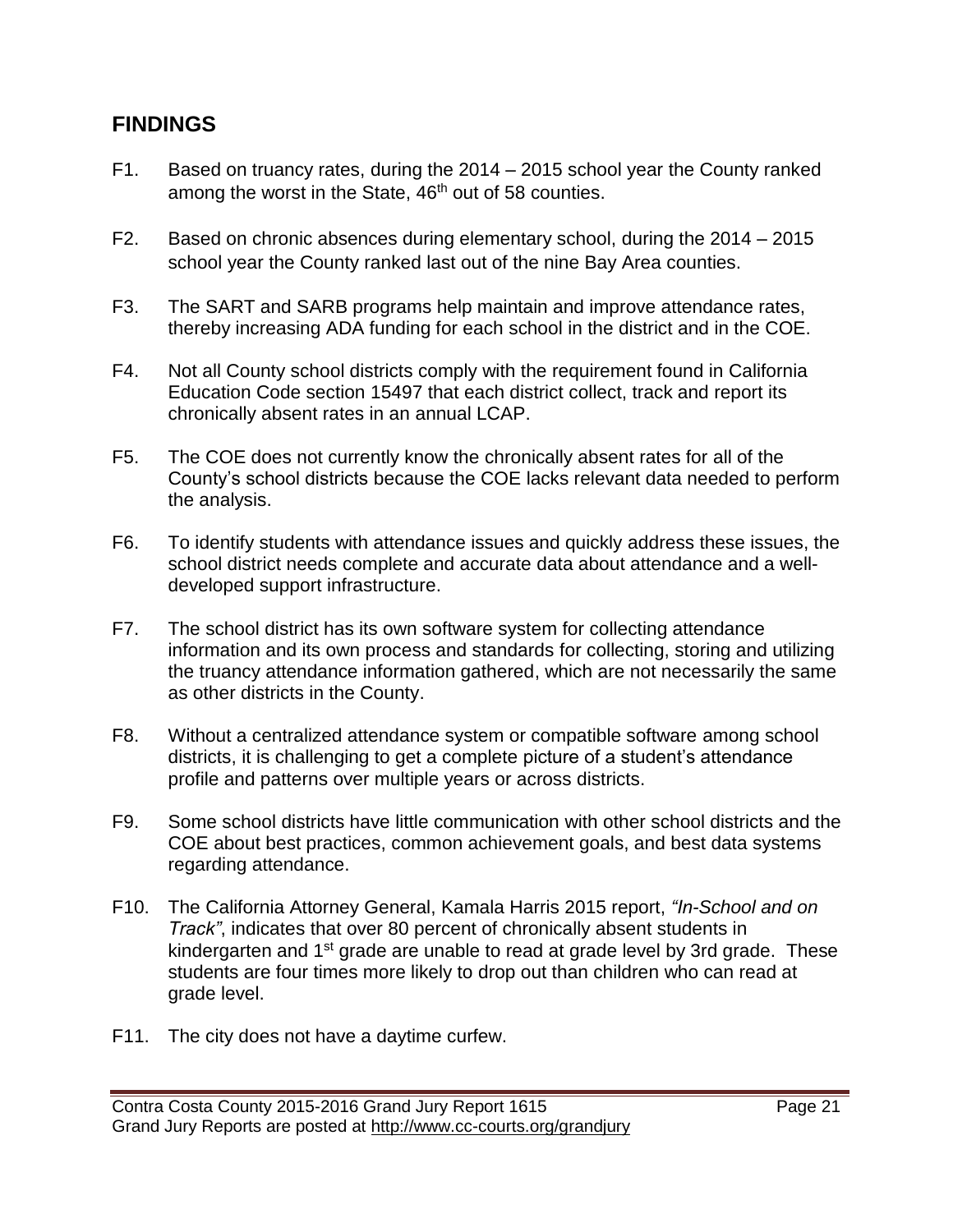## FINDINGS

F1. Based on truancy rates, during the 2014 – 2015 school year the County ranked among the worst in the State, 46th out of 58 counties.

F2. Based on chronic absences during elementary school, during the 2014 – 2015 school year the County ranked last out of the nine Bay Area counties.

F3. The SART and SARB programs help maintain and improve attendance rates, thereby increasing ADA funding for each school in the district and in the COE.

F4. Not all County school districts comply with the requirement found in California Education Code section 15497 that each district collect, track and report its chronically absent rates in an annual LCAP.

F5. The COE does not currently know the chronically absent rates for all of the County's school districts because the COE lacks relevant data needed to perform the analysis.

F6. To identify students with attendance issues and quickly address these issues, the school district needs complete and accurate data about attendance and a well-developed support infrastructure.

F7. The school district has its own software system for collecting attendance information and its own process and standards for collecting, storing and utilizing the truancy attendance information gathered, which are not necessarily the same as other districts in the County.

F8. Without a centralized attendance system or compatible software among school districts, it is challenging to get a complete picture of a student's attendance profile and patterns over multiple years or across districts.

F9. Some school districts have little communication with other school districts and the COE about best practices, common achievement goals, and best data systems regarding attendance.

F10. The California Attorney General, Kamala Harris 2015 report, *"In-School and on Track"*, indicates that over 80 percent of chronically absent students in kindergarten and 1st grade are unable to read at grade level by 3rd grade. These students are four times more likely to drop out than children who can read at grade level.

F11. The city does not have a daytime curfew.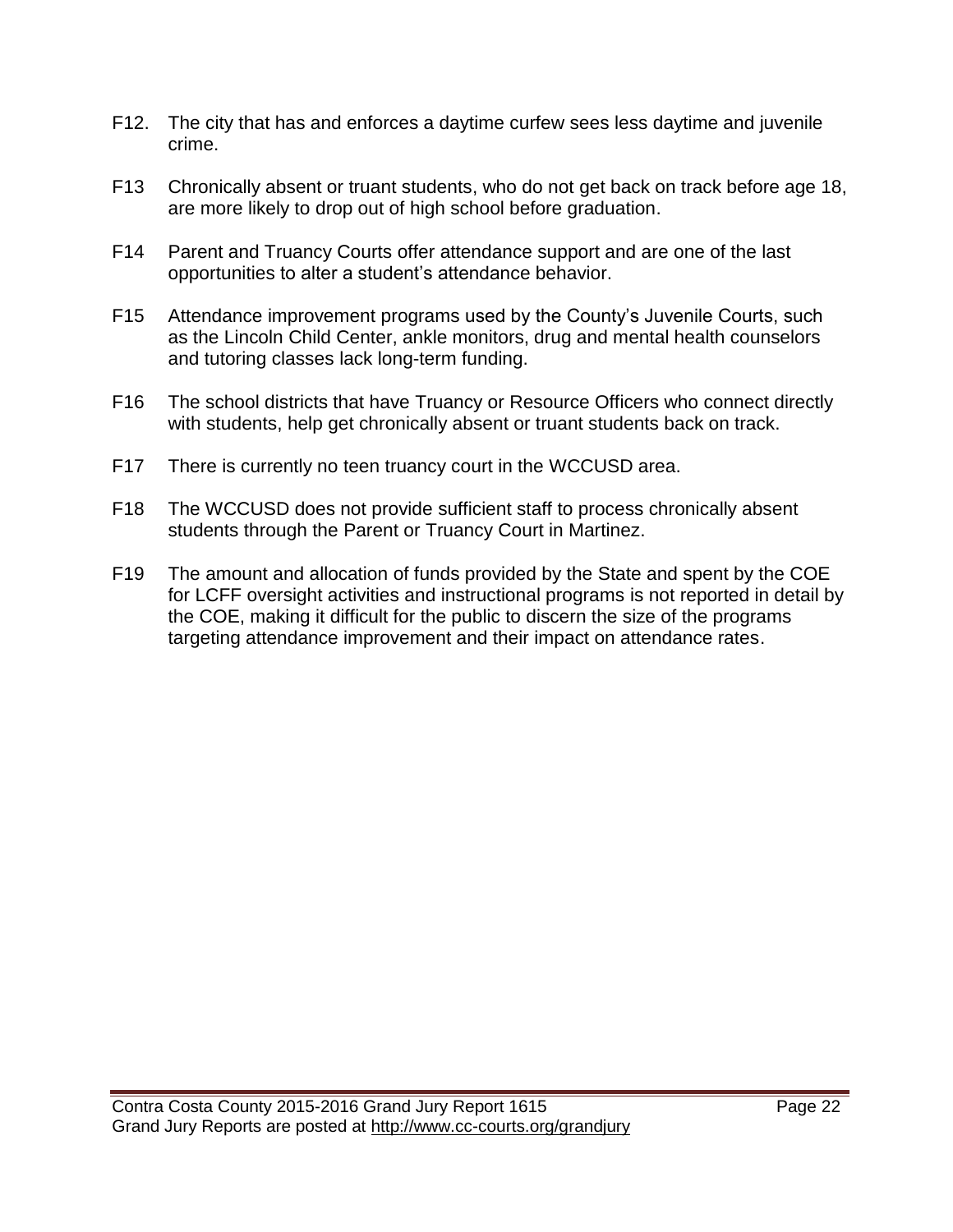F12. The city that has and enforces a daytime curfew sees less daytime and juvenile crime.

F13 Chronically absent or truant students, who do not get back on track before age 18, are more likely to drop out of high school before graduation.

F14 Parent and Truancy Courts offer attendance support and are one of the last opportunities to alter a student's attendance behavior.

F15 Attendance improvement programs used by the County's Juvenile Courts, such as the Lincoln Child Center, ankle monitors, drug and mental health counselors and tutoring classes lack long-term funding.

F16 The school districts that have Truancy or Resource Officers who connect directly with students, help get chronically absent or truant students back on track.

F17 There is currently no teen truancy court in the WCCUSD area.

F18 The WCCUSD does not provide sufficient staff to process chronically absent students through the Parent or Truancy Court in Martinez.

F19 The amount and allocation of funds provided by the State and spent by the COE for LCFF oversight activities and instructional programs is not reported in detail by the COE, making it difficult for the public to discern the size of the programs targeting attendance improvement and their impact on attendance rates.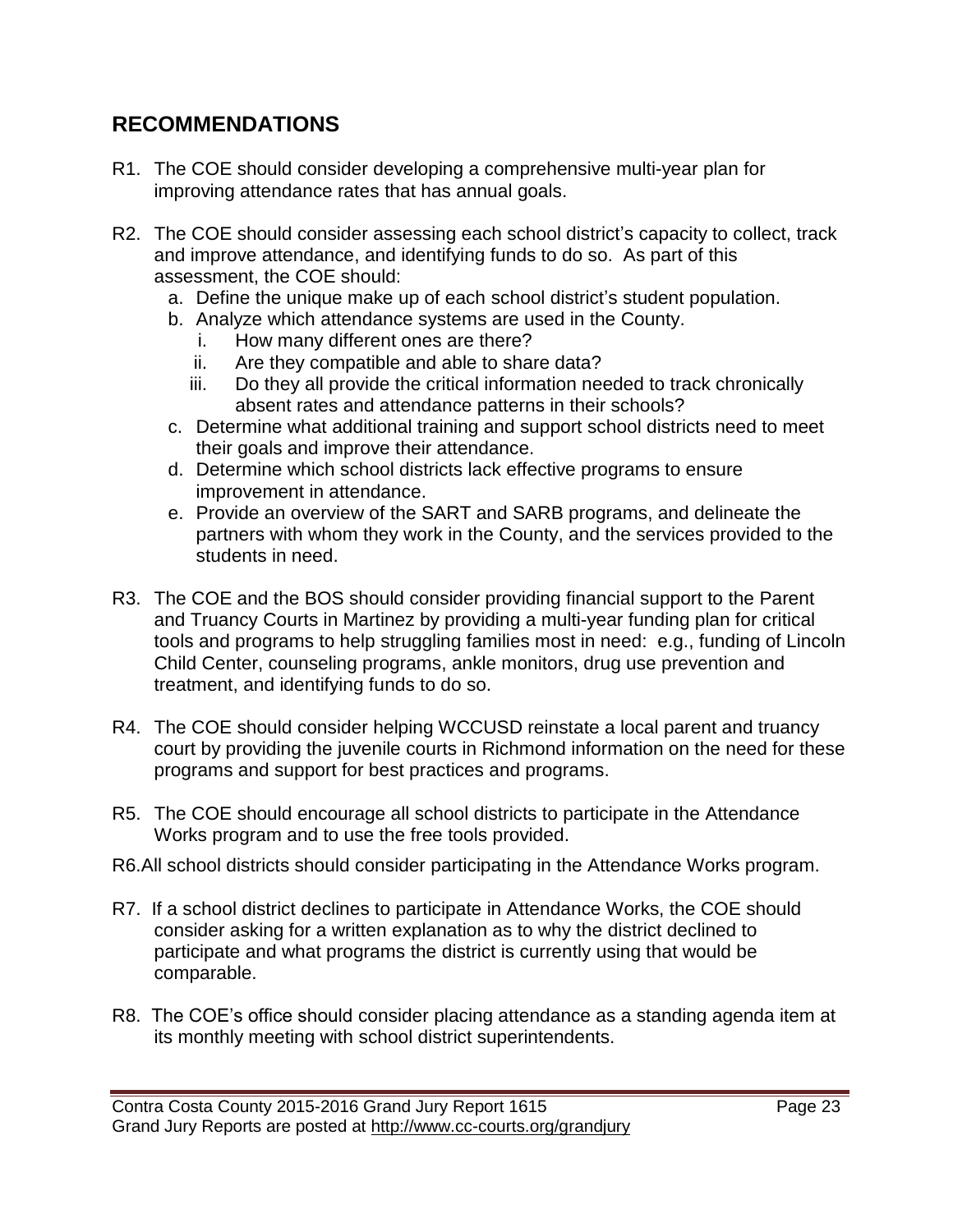## RECOMMENDATIONS

R1. The COE should consider developing a comprehensive multi-year plan for improving attendance rates that has annual goals.

R2. The COE should consider assessing each school district's capacity to collect, track and improve attendance, and identifying funds to do so. As part of this assessment, the COE should:

   a. Define the unique make up of each school district's student population.
   b. Analyze which attendance systems are used in the County.
      i. How many different ones are there?
      ii. Are they compatible and able to share data?
      iii. Do they all provide the critical information needed to track chronically absent rates and attendance patterns in their schools?
   c. Determine what additional training and support school districts need to meet their goals and improve their attendance.
   d. Determine which school districts lack effective programs to ensure improvement in attendance.
   e. Provide an overview of the SART and SARB programs, and delineate the partners with whom they work in the County, and the services provided to the students in need.

R3. The COE and the BOS should consider providing financial support to the Parent and Truancy Courts in Martinez by providing a multi-year funding plan for critical tools and programs to help struggling families most in need: e.g., funding of Lincoln Child Center, counseling programs, ankle monitors, drug use prevention and treatment, and identifying funds to do so.

R4. The COE should consider helping WCCUSD reinstate a local parent and truancy court by providing the juvenile courts in Richmond information on the need for these programs and support for best practices and programs.

R5. The COE should encourage all school districts to participate in the Attendance Works program and to use the free tools provided.

R6. All school districts should consider participating in the Attendance Works program.

R7. If a school district declines to participate in Attendance Works, the COE should consider asking for a written explanation as to why the district declined to participate and what programs the district is currently using that would be comparable.

R8. The COE's office should consider placing attendance as a standing agenda item at its monthly meeting with school district superintendents.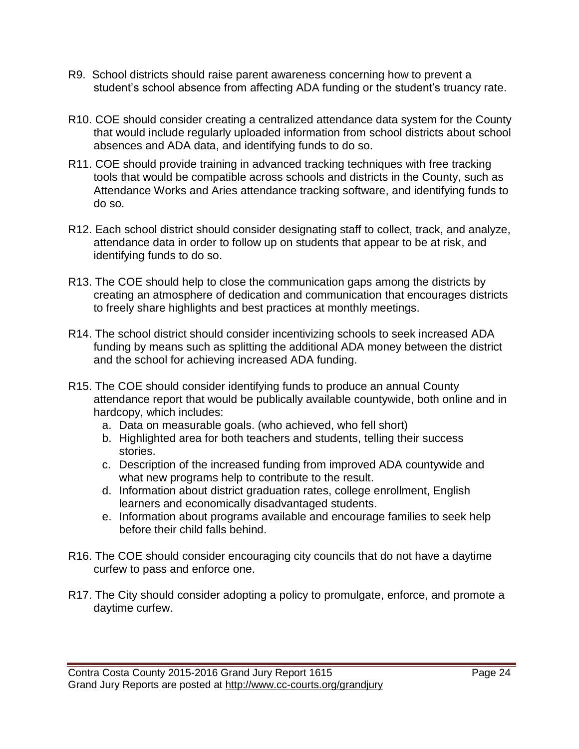R9. School districts should raise parent awareness concerning how to prevent a student's school absence from affecting ADA funding or the student's truancy rate.

R10. COE should consider creating a centralized attendance data system for the County that would include regularly uploaded information from school districts about school absences and ADA data, and identifying funds to do so.

R11. COE should provide training in advanced tracking techniques with free tracking tools that would be compatible across schools and districts in the County, such as Attendance Works and Aries attendance tracking software, and identifying funds to do so.

R12. Each school district should consider designating staff to collect, track, and analyze, attendance data in order to follow up on students that appear to be at risk, and identifying funds to do so.

R13. The COE should help to close the communication gaps among the districts by creating an atmosphere of dedication and communication that encourages districts to freely share highlights and best practices at monthly meetings.

R14. The school district should consider incentivizing schools to seek increased ADA funding by means such as splitting the additional ADA money between the district and the school for achieving increased ADA funding.

R15. The COE should consider identifying funds to produce an annual County attendance report that would be publically available countywide, both online and in hardcopy, which includes:

a. Data on measurable goals. (who achieved, who fell short)
b. Highlighted area for both teachers and students, telling their success stories.
c. Description of the increased funding from improved ADA countywide and what new programs help to contribute to the result.
d. Information about district graduation rates, college enrollment, English learners and economically disadvantaged students.
e. Information about programs available and encourage families to seek help before their child falls behind.

R16. The COE should consider encouraging city councils that do not have a daytime curfew to pass and enforce one.

R17. The City should consider adopting a policy to promulgate, enforce, and promote a daytime curfew.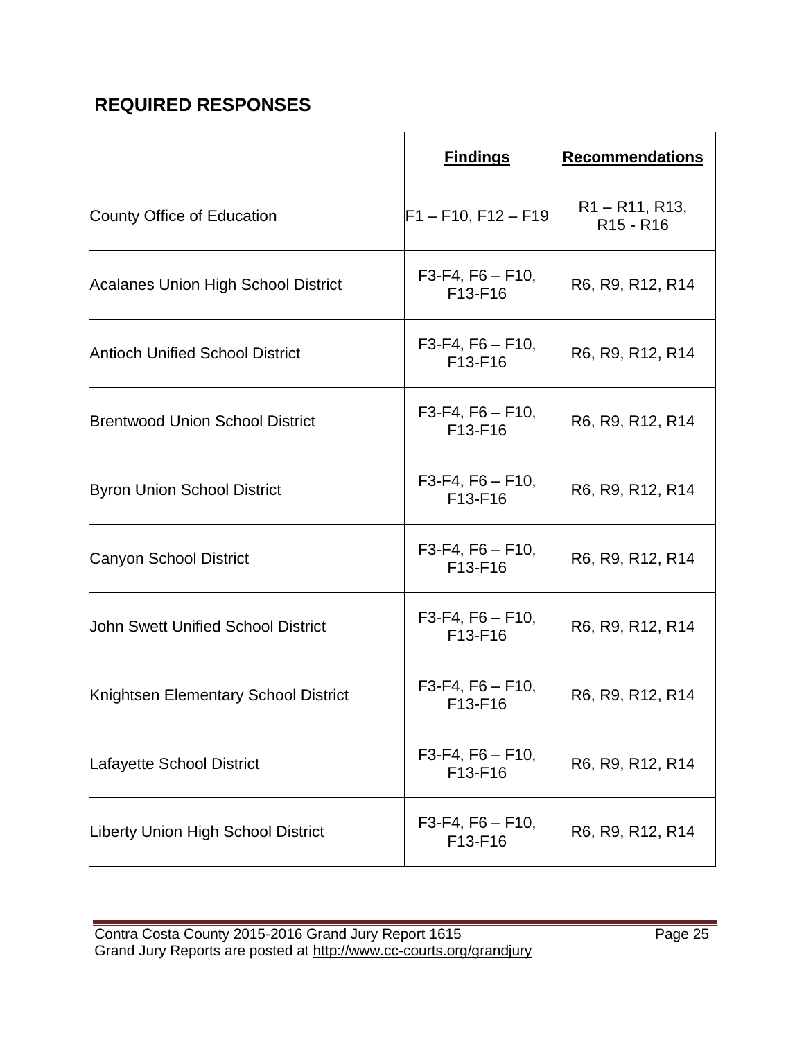## REQUIRED RESPONSES

| | **Findings** | **Recommendations** |
|---|---|---|
| County Office of Education | F1 – F10, F12 – F19 | R1 – R11, R13, R15 - R16 |
| Acalanes Union High School District | F3-F4, F6 – F10, F13-F16 | R6, R9, R12, R14 |
| Antioch Unified School District | F3-F4, F6 – F10, F13-F16 | R6, R9, R12, R14 |
| Brentwood Union School District | F3-F4, F6 – F10, F13-F16 | R6, R9, R12, R14 |
| Byron Union School District | F3-F4, F6 – F10, F13-F16 | R6, R9, R12, R14 |
| Canyon School District | F3-F4, F6 – F10, F13-F16 | R6, R9, R12, R14 |
| John Swett Unified School District | F3-F4, F6 – F10, F13-F16 | R6, R9, R12, R14 |
| Knightsen Elementary School District | F3-F4, F6 – F10, F13-F16 | R6, R9, R12, R14 |
| Lafayette School District | F3-F4, F6 – F10, F13-F16 | R6, R9, R12, R14 |
| Liberty Union High School District | F3-F4, F6 – F10, F13-F16 | R6, R9, R12, R14 |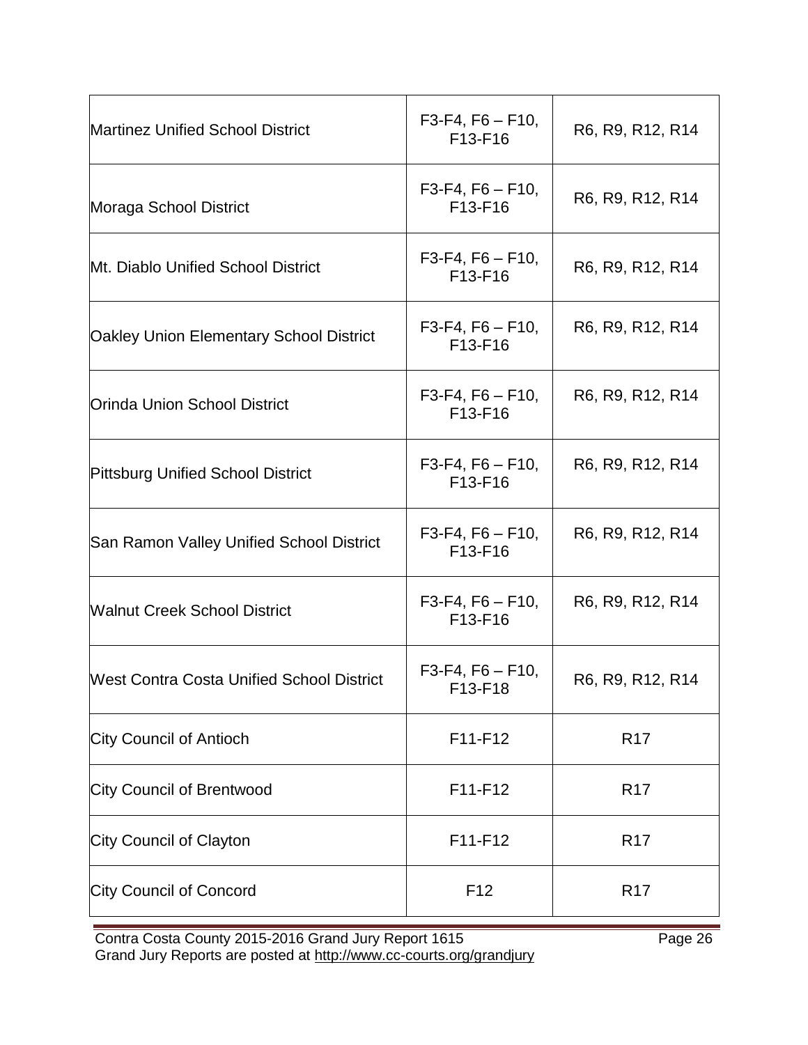| | | |
|---|---|---|
| Martinez Unified School District | F3-F4, F6 – F10, F13-F16 | R6, R9, R12, R14 |
| Moraga School District | F3-F4, F6 – F10, F13-F16 | R6, R9, R12, R14 |
| Mt. Diablo Unified School District | F3-F4, F6 – F10, F13-F16 | R6, R9, R12, R14 |
| Oakley Union Elementary School District | F3-F4, F6 – F10, F13-F16 | R6, R9, R12, R14 |
| Orinda Union School District | F3-F4, F6 – F10, F13-F16 | R6, R9, R12, R14 |
| Pittsburg Unified School District | F3-F4, F6 – F10, F13-F16 | R6, R9, R12, R14 |
| San Ramon Valley Unified School District | F3-F4, F6 – F10, F13-F16 | R6, R9, R12, R14 |
| Walnut Creek School District | F3-F4, F6 – F10, F13-F16 | R6, R9, R12, R14 |
| West Contra Costa Unified School District | F3-F4, F6 – F10, F13-F18 | R6, R9, R12, R14 |
| City Council of Antioch | F11-F12 | R17 |
| City Council of Brentwood | F11-F12 | R17 |
| City Council of Clayton | F11-F12 | R17 |
| City Council of Concord | F12 | R17 |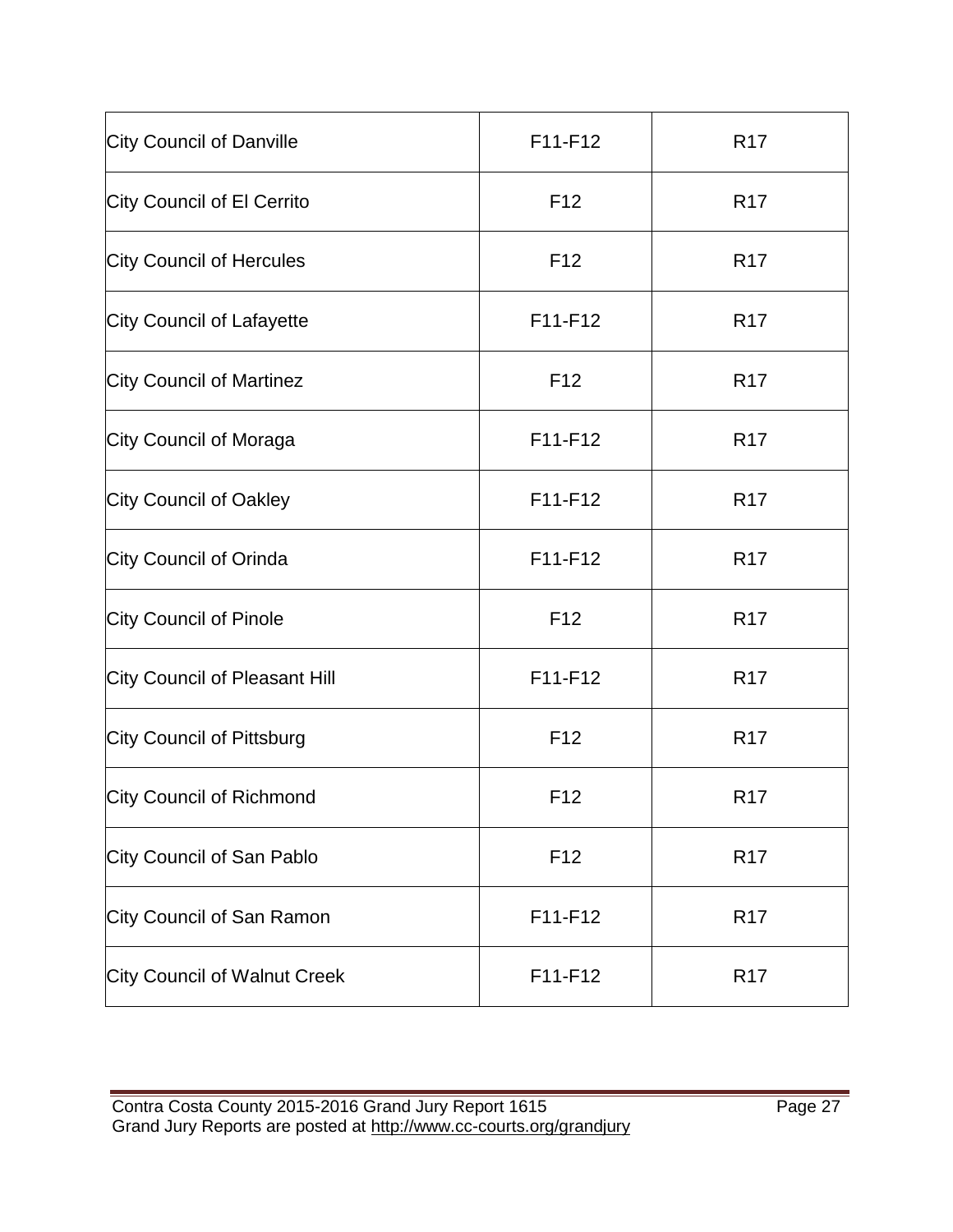| | | |
|---|---|---|
| City Council of Danville | F11-F12 | R17 |
| City Council of El Cerrito | F12 | R17 |
| City Council of Hercules | F12 | R17 |
| City Council of Lafayette | F11-F12 | R17 |
| City Council of Martinez | F12 | R17 |
| City Council of Moraga | F11-F12 | R17 |
| City Council of Oakley | F11-F12 | R17 |
| City Council of Orinda | F11-F12 | R17 |
| City Council of Pinole | F12 | R17 |
| City Council of Pleasant Hill | F11-F12 | R17 |
| City Council of Pittsburg | F12 | R17 |
| City Council of Richmond | F12 | R17 |
| City Council of San Pablo | F12 | R17 |
| City Council of San Ramon | F11-F12 | R17 |
| City Council of Walnut Creek | F11-F12 | R17 |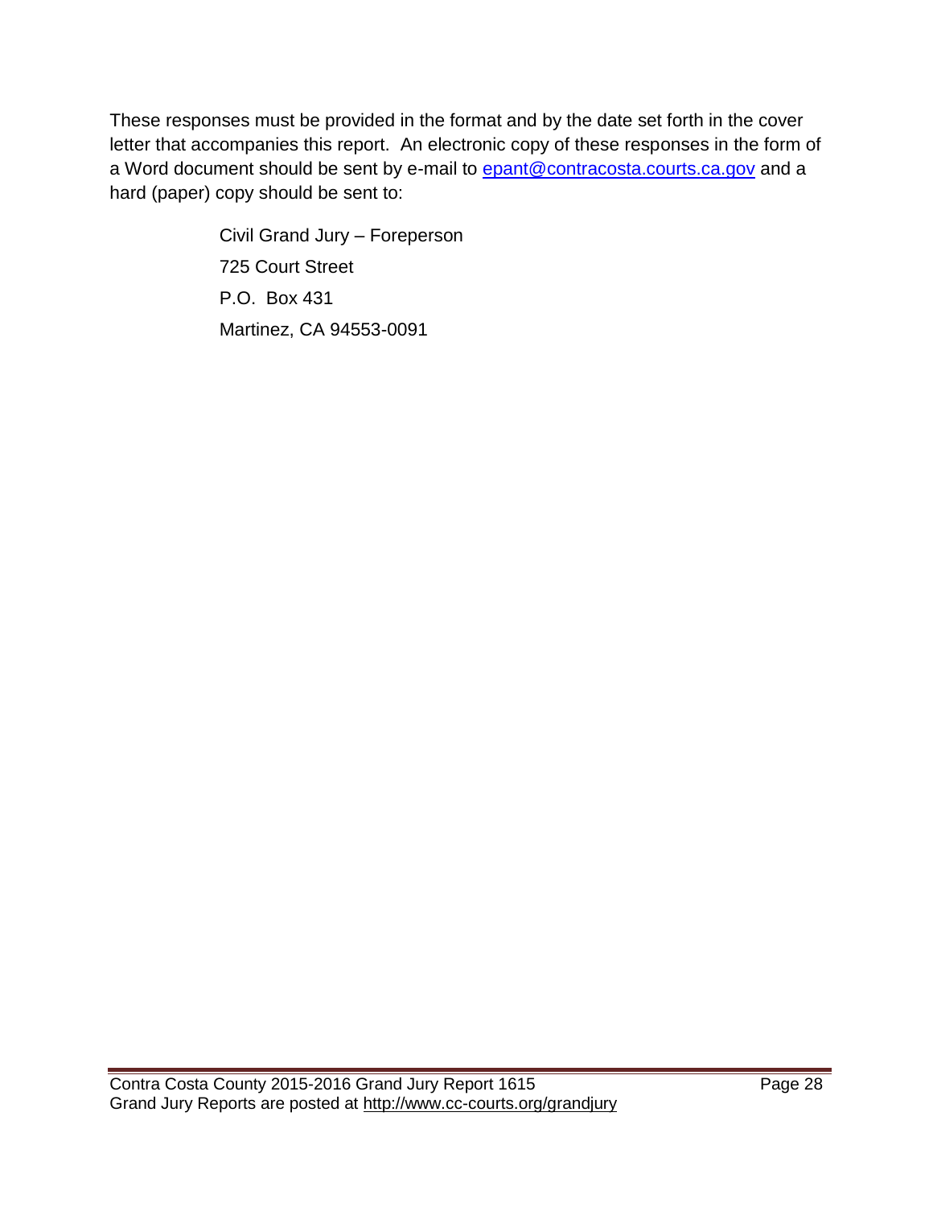These responses must be provided in the format and by the date set forth in the cover letter that accompanies this report. An electronic copy of these responses in the form of a Word document should be sent by e-mail to epant@contracosta.courts.ca.gov and a hard (paper) copy should be sent to:

Civil Grand Jury – Foreperson
725 Court Street
P.O. Box 431
Martinez, CA 94553-0091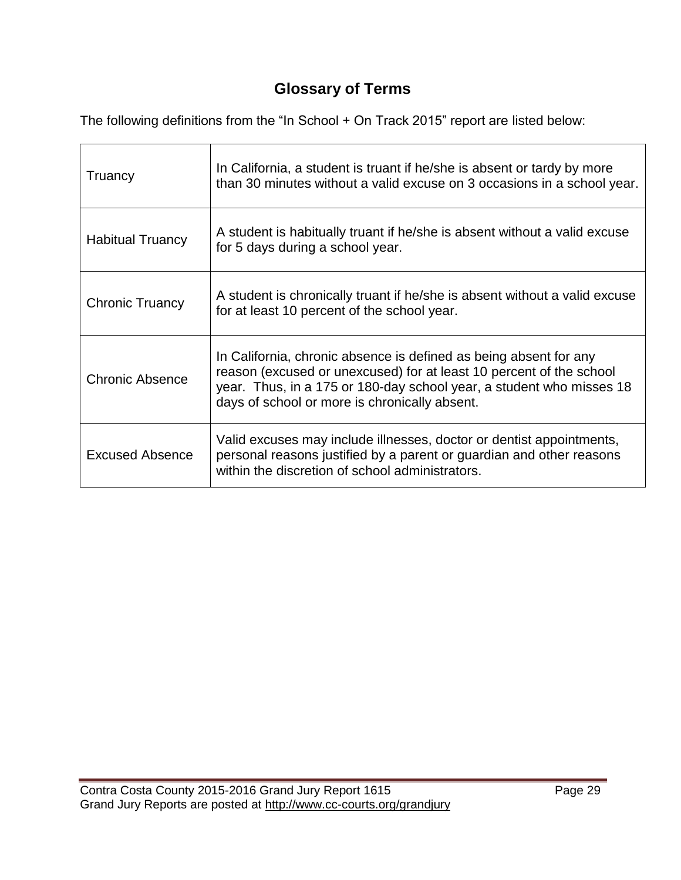## Glossary of Terms

The following definitions from the "In School + On Track 2015" report are listed below:

| Term | Definition |
|---|---|
| Truancy | In California, a student is truant if he/she is absent or tardy by more than 30 minutes without a valid excuse on 3 occasions in a school year. |
| Habitual Truancy | A student is habitually truant if he/she is absent without a valid excuse for 5 days during a school year. |
| Chronic Truancy | A student is chronically truant if he/she is absent without a valid excuse for at least 10 percent of the school year. |
| Chronic Absence | In California, chronic absence is defined as being absent for any reason (excused or unexcused) for at least 10 percent of the school year. Thus, in a 175 or 180-day school year, a student who misses 18 days of school or more is chronically absent. |
| Excused Absence | Valid excuses may include illnesses, doctor or dentist appointments, personal reasons justified by a parent or guardian and other reasons within the discretion of school administrators. |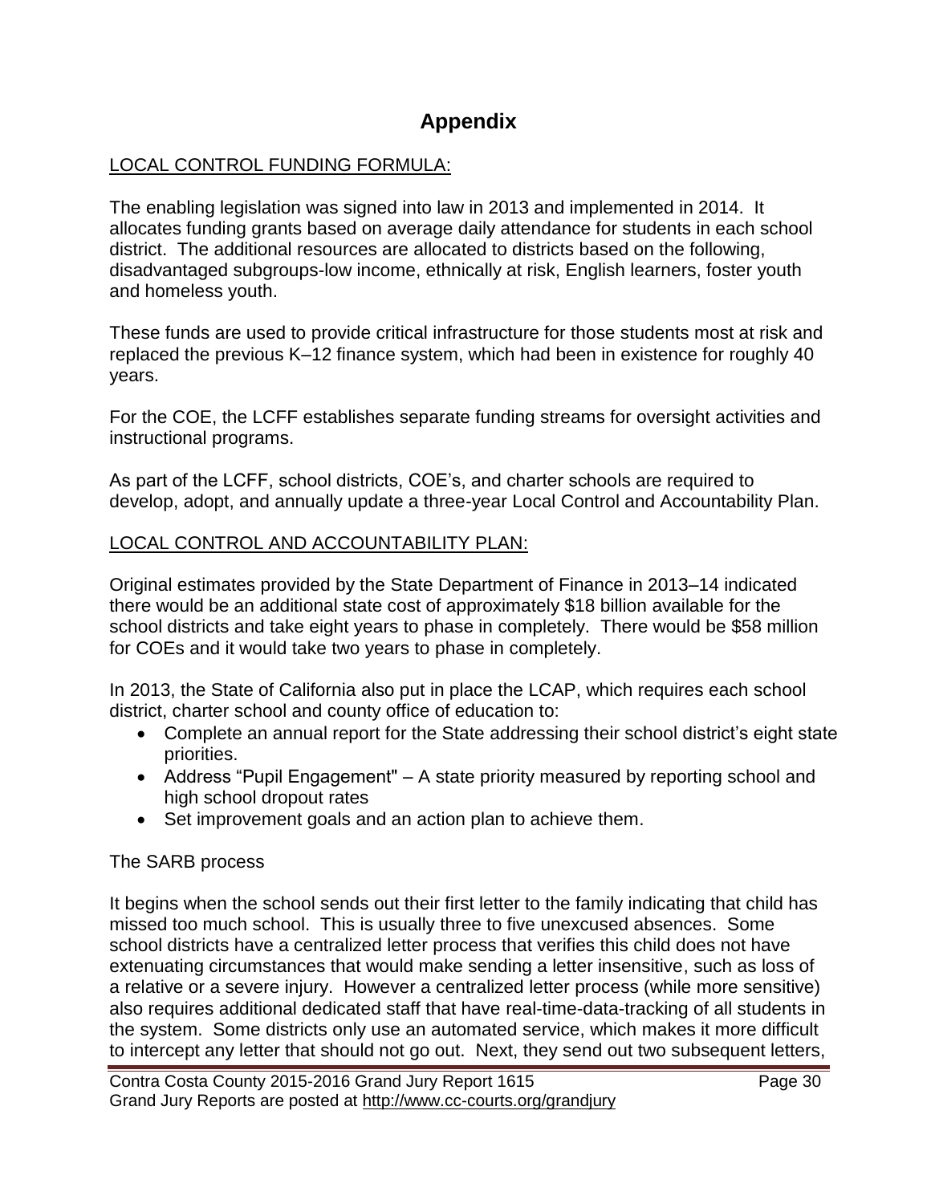# Appendix

<u>LOCAL CONTROL FUNDING FORMULA:</u>

The enabling legislation was signed into law in 2013 and implemented in 2014. It allocates funding grants based on average daily attendance for students in each school district. The additional resources are allocated to districts based on the following, disadvantaged subgroups-low income, ethnically at risk, English learners, foster youth and homeless youth.

These funds are used to provide critical infrastructure for those students most at risk and replaced the previous K–12 finance system, which had been in existence for roughly 40 years.

For the COE, the LCFF establishes separate funding streams for oversight activities and instructional programs.

As part of the LCFF, school districts, COE's, and charter schools are required to develop, adopt, and annually update a three-year Local Control and Accountability Plan.

<u>LOCAL CONTROL AND ACCOUNTABILITY PLAN:</u>

Original estimates provided by the State Department of Finance in 2013–14 indicated there would be an additional state cost of approximately $18 billion available for the school districts and take eight years to phase in completely. There would be $58 million for COEs and it would take two years to phase in completely.

In 2013, the State of California also put in place the LCAP, which requires each school district, charter school and county office of education to:

- Complete an annual report for the State addressing their school district's eight state priorities.
- Address "Pupil Engagement" – A state priority measured by reporting school and high school dropout rates
- Set improvement goals and an action plan to achieve them.

The SARB process

It begins when the school sends out their first letter to the family indicating that child has missed too much school. This is usually three to five unexcused absences. Some school districts have a centralized letter process that verifies this child does not have extenuating circumstances that would make sending a letter insensitive, such as loss of a relative or a severe injury. However a centralized letter process (while more sensitive) also requires additional dedicated staff that have real-time-data-tracking of all students in the system. Some districts only use an automated service, which makes it more difficult to intercept any letter that should not go out. Next, they send out two subsequent letters,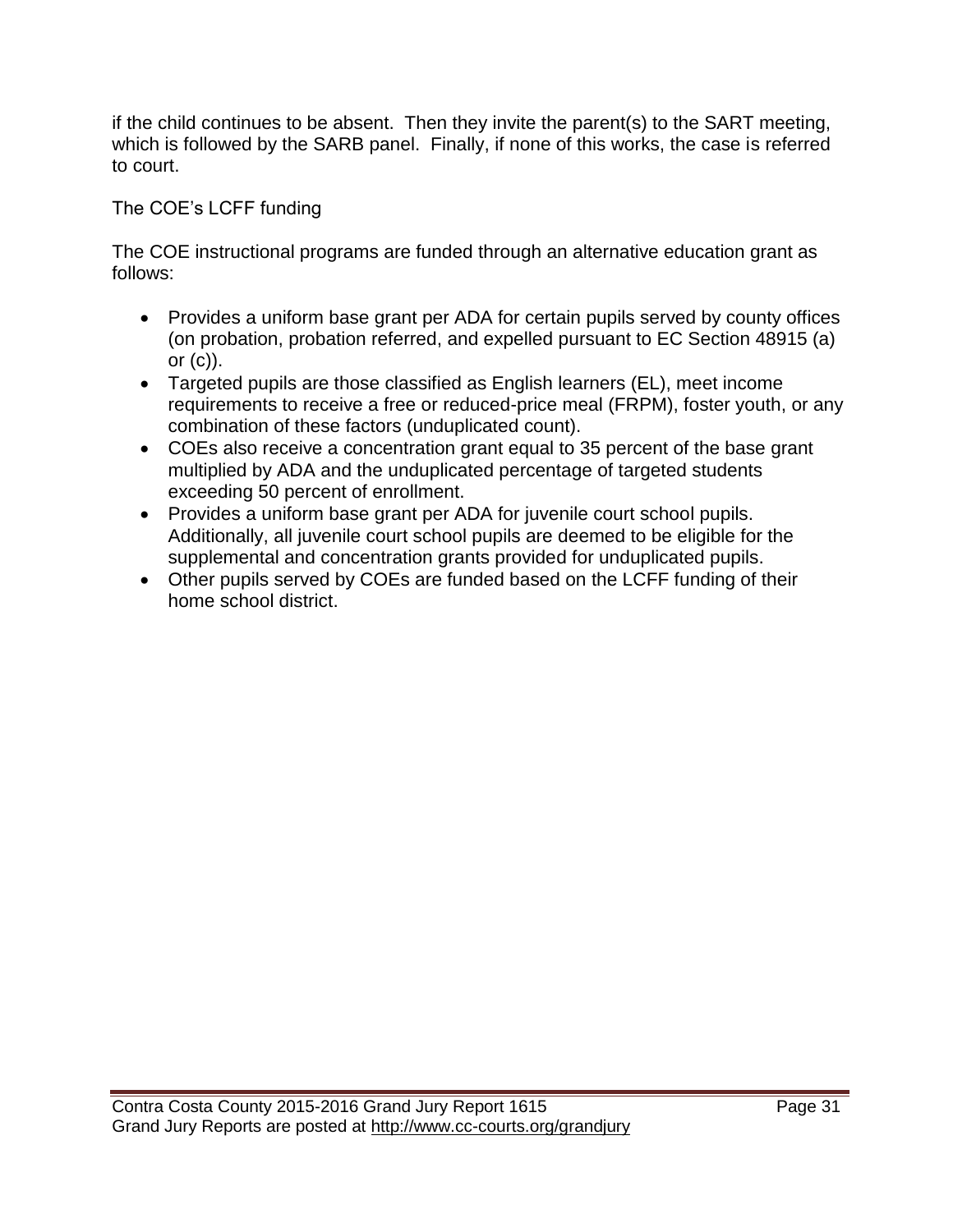if the child continues to be absent. Then they invite the parent(s) to the SART meeting, which is followed by the SARB panel. Finally, if none of this works, the case is referred to court.

The COE's LCFF funding

The COE instructional programs are funded through an alternative education grant as follows:

- Provides a uniform base grant per ADA for certain pupils served by county offices (on probation, probation referred, and expelled pursuant to EC Section 48915 (a) or (c)).
- Targeted pupils are those classified as English learners (EL), meet income requirements to receive a free or reduced-price meal (FRPM), foster youth, or any combination of these factors (unduplicated count).
- COEs also receive a concentration grant equal to 35 percent of the base grant multiplied by ADA and the unduplicated percentage of targeted students exceeding 50 percent of enrollment.
- Provides a uniform base grant per ADA for juvenile court school pupils. Additionally, all juvenile court school pupils are deemed to be eligible for the supplemental and concentration grants provided for unduplicated pupils.
- Other pupils served by COEs are funded based on the LCFF funding of their home school district.